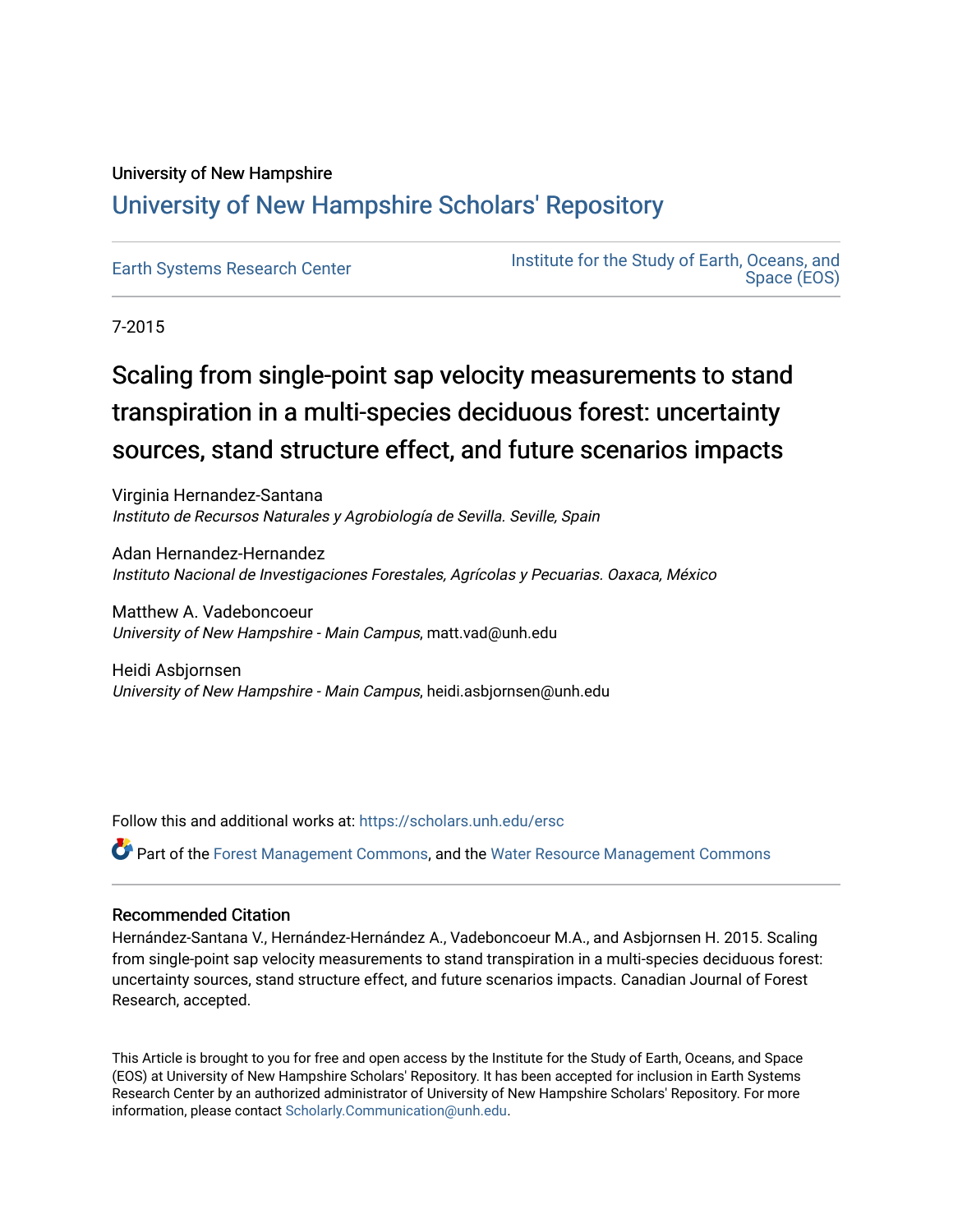University of New Hampshire

# University of New Hampshire Scholars' Repository

Earth Systems Research Center

Institute for the Study of Earth, Oceans, and Space (EOS)

7-2015

# Scaling from single-point sap velocity measurements to stand transpiration in a multi-species deciduous forest: uncertainty sources, stand structure effect, and future scenarios impacts

Virginia Hernandez-Santana
*Instituto de Recursos Naturales y Agrobiología de Sevilla. Seville, Spain*

Adan Hernandez-Hernandez
*Instituto Nacional de Investigaciones Forestales, Agrícolas y Pecuarias. Oaxaca, México*

Matthew A. Vadeboncoeur
*University of New Hampshire - Main Campus*, matt.vad@unh.edu

Heidi Asbjornsen
*University of New Hampshire - Main Campus*, heidi.asbjornsen@unh.edu

Follow this and additional works at: https://scholars.unh.edu/ersc

Part of the Forest Management Commons, and the Water Resource Management Commons

### Recommended Citation

Hernández-Santana V., Hernández-Hernández A., Vadeboncoeur M.A., and Asbjornsen H. 2015. Scaling from single-point sap velocity measurements to stand transpiration in a multi-species deciduous forest: uncertainty sources, stand structure effect, and future scenarios impacts. Canadian Journal of Forest Research, accepted.

This Article is brought to you for free and open access by the Institute for the Study of Earth, Oceans, and Space (EOS) at University of New Hampshire Scholars' Repository. It has been accepted for inclusion in Earth Systems Research Center by an authorized administrator of University of New Hampshire Scholars' Repository. For more information, please contact Scholarly.Communication@unh.edu.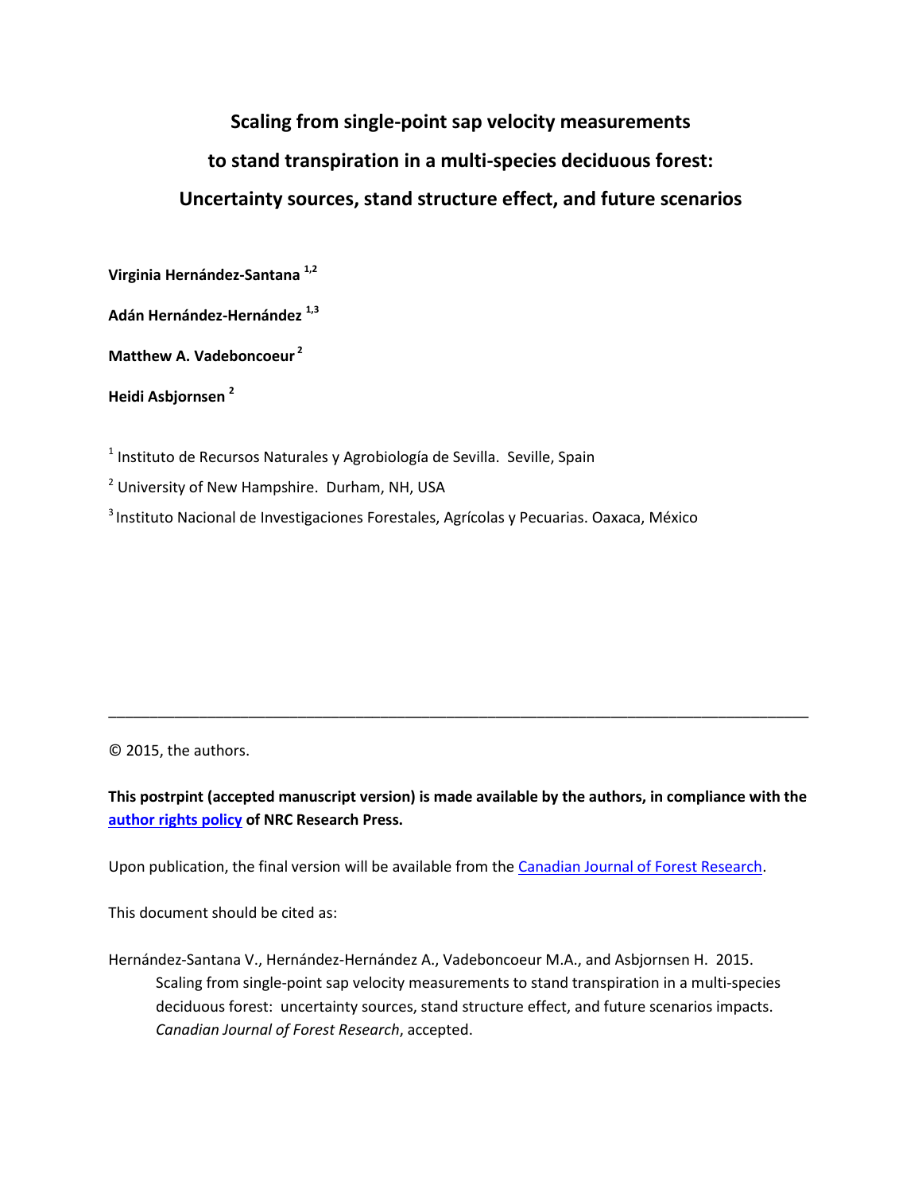# Scaling from single-point sap velocity measurements to stand transpiration in a multi-species deciduous forest: Uncertainty sources, stand structure effect, and future scenarios

**Virginia Hernández-Santana** [1,2]

**Adán Hernández-Hernández** [1,3]

**Matthew A. Vadeboncoeur** [2]

**Heidi Asbjornsen** [2]

[1] Instituto de Recursos Naturales y Agrobiología de Sevilla. Seville, Spain

[2] University of New Hampshire. Durham, NH, USA

[3] Instituto Nacional de Investigaciones Forestales, Agrícolas y Pecuarias. Oaxaca, México

---

© 2015, the authors.

**This postrpint (accepted manuscript version) is made available by the authors, in compliance with the author rights policy of NRC Research Press.**

Upon publication, the final version will be available from the Canadian Journal of Forest Research.

This document should be cited as:

Hernández-Santana V., Hernández-Hernández A., Vadeboncoeur M.A., and Asbjornsen H. 2015. Scaling from single-point sap velocity measurements to stand transpiration in a multi-species deciduous forest: uncertainty sources, stand structure effect, and future scenarios impacts. *Canadian Journal of Forest Research*, accepted.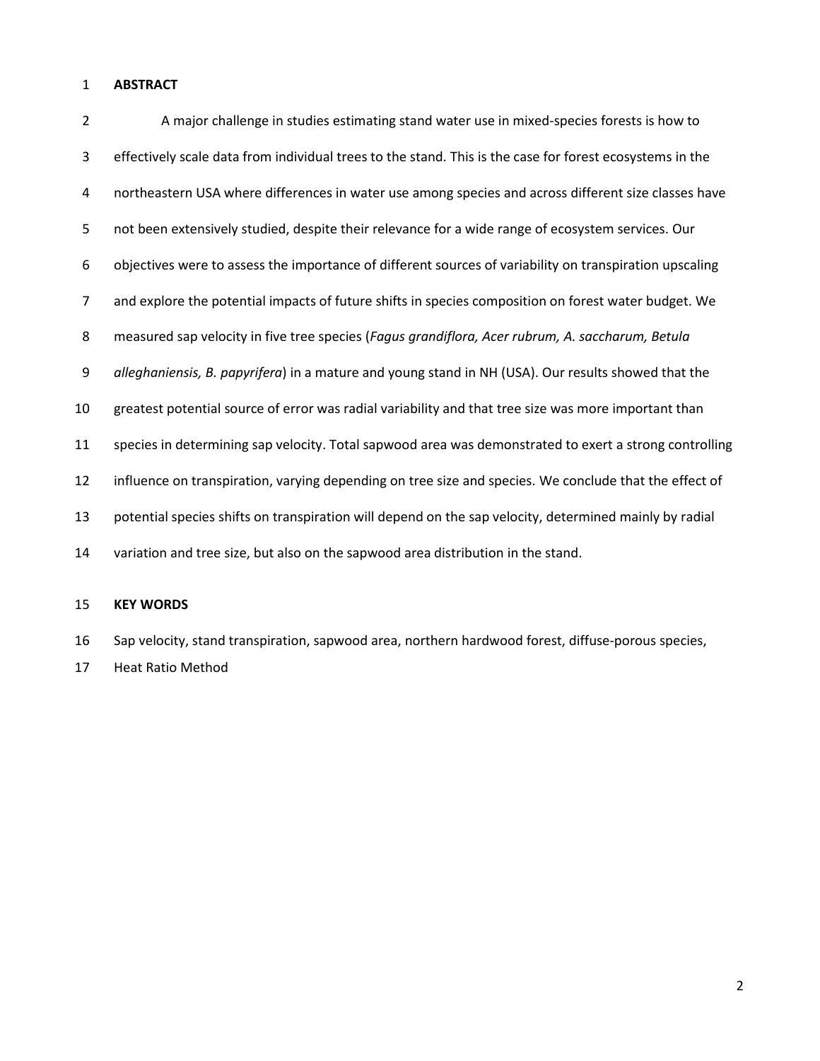**ABSTRACT**

A major challenge in studies estimating stand water use in mixed-species forests is how to effectively scale data from individual trees to the stand. This is the case for forest ecosystems in the northeastern USA where differences in water use among species and across different size classes have not been extensively studied, despite their relevance for a wide range of ecosystem services. Our objectives were to assess the importance of different sources of variability on transpiration upscaling and explore the potential impacts of future shifts in species composition on forest water budget. We measured sap velocity in five tree species (*Fagus grandiflora, Acer rubrum, A. saccharum, Betula alleghaniensis, B. papyrifera*) in a mature and young stand in NH (USA). Our results showed that the greatest potential source of error was radial variability and that tree size was more important than species in determining sap velocity. Total sapwood area was demonstrated to exert a strong controlling influence on transpiration, varying depending on tree size and species. We conclude that the effect of potential species shifts on transpiration will depend on the sap velocity, determined mainly by radial variation and tree size, but also on the sapwood area distribution in the stand.

**KEY WORDS**

Sap velocity, stand transpiration, sapwood area, northern hardwood forest, diffuse-porous species, Heat Ratio Method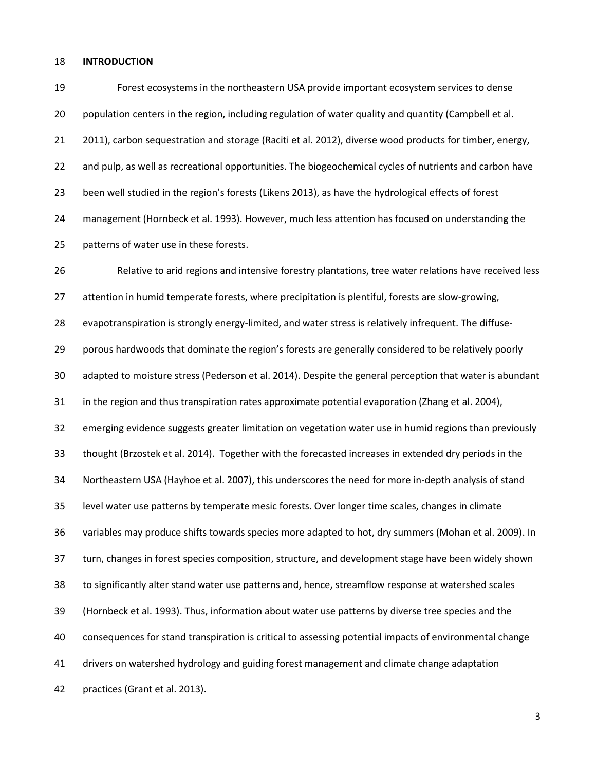## INTRODUCTION

Forest ecosystems in the northeastern USA provide important ecosystem services to dense population centers in the region, including regulation of water quality and quantity (Campbell et al. 2011), carbon sequestration and storage (Raciti et al. 2012), diverse wood products for timber, energy, and pulp, as well as recreational opportunities. The biogeochemical cycles of nutrients and carbon have been well studied in the region's forests (Likens 2013), as have the hydrological effects of forest management (Hornbeck et al. 1993). However, much less attention has focused on understanding the patterns of water use in these forests.

Relative to arid regions and intensive forestry plantations, tree water relations have received less attention in humid temperate forests, where precipitation is plentiful, forests are slow-growing, evapotranspiration is strongly energy-limited, and water stress is relatively infrequent. The diffuse-porous hardwoods that dominate the region's forests are generally considered to be relatively poorly adapted to moisture stress (Pederson et al. 2014). Despite the general perception that water is abundant in the region and thus transpiration rates approximate potential evaporation (Zhang et al. 2004), emerging evidence suggests greater limitation on vegetation water use in humid regions than previously thought (Brzostek et al. 2014). Together with the forecasted increases in extended dry periods in the Northeastern USA (Hayhoe et al. 2007), this underscores the need for more in-depth analysis of stand level water use patterns by temperate mesic forests. Over longer time scales, changes in climate variables may produce shifts towards species more adapted to hot, dry summers (Mohan et al. 2009). In turn, changes in forest species composition, structure, and development stage have been widely shown to significantly alter stand water use patterns and, hence, streamflow response at watershed scales (Hornbeck et al. 1993). Thus, information about water use patterns by diverse tree species and the consequences for stand transpiration is critical to assessing potential impacts of environmental change drivers on watershed hydrology and guiding forest management and climate change adaptation practices (Grant et al. 2013).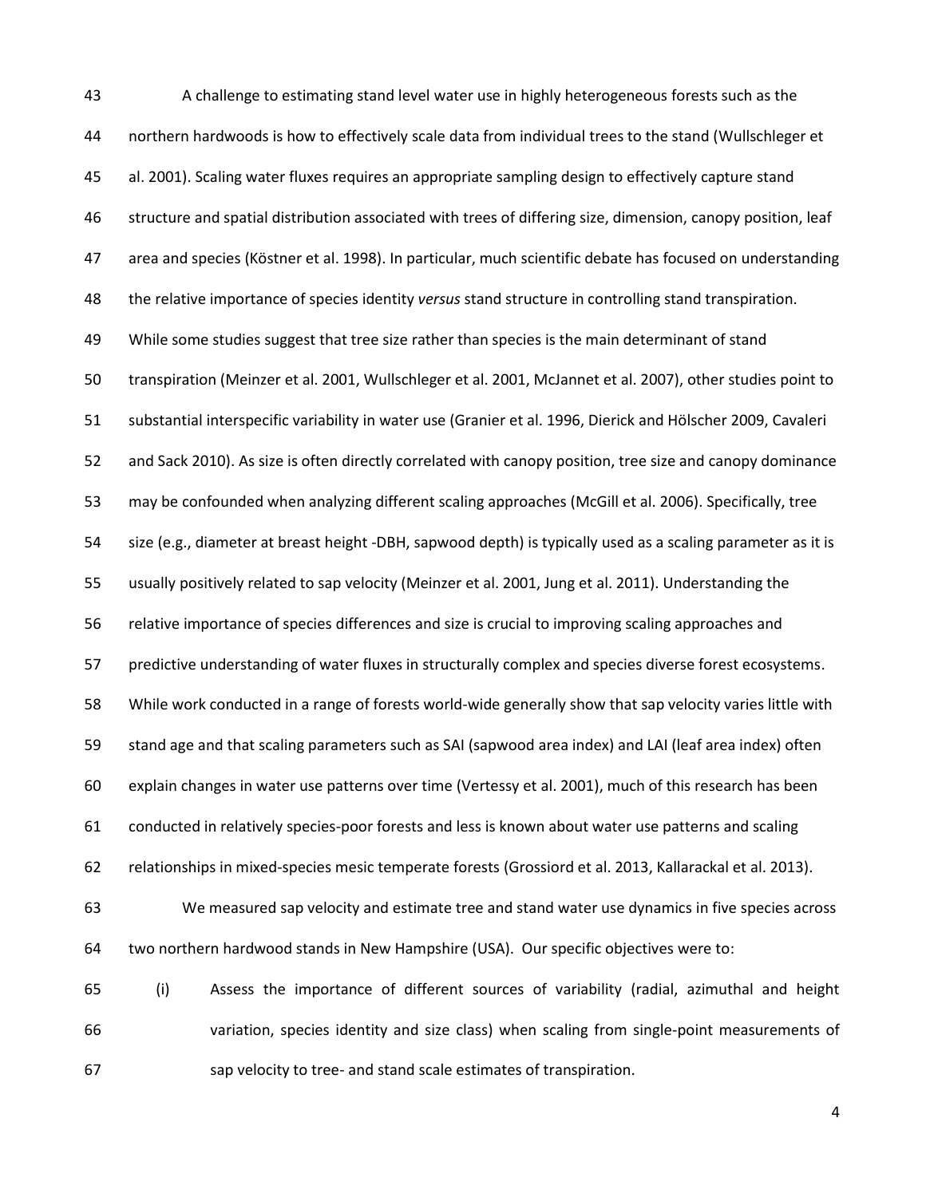A challenge to estimating stand level water use in highly heterogeneous forests such as the northern hardwoods is how to effectively scale data from individual trees to the stand (Wullschleger et al. 2001). Scaling water fluxes requires an appropriate sampling design to effectively capture stand structure and spatial distribution associated with trees of differing size, dimension, canopy position, leaf area and species (Köstner et al. 1998). In particular, much scientific debate has focused on understanding the relative importance of species identity *versus* stand structure in controlling stand transpiration. While some studies suggest that tree size rather than species is the main determinant of stand transpiration (Meinzer et al. 2001, Wullschleger et al. 2001, McJannet et al. 2007), other studies point to substantial interspecific variability in water use (Granier et al. 1996, Dierick and Hölscher 2009, Cavaleri and Sack 2010). As size is often directly correlated with canopy position, tree size and canopy dominance may be confounded when analyzing different scaling approaches (McGill et al. 2006). Specifically, tree size (e.g., diameter at breast height -DBH, sapwood depth) is typically used as a scaling parameter as it is usually positively related to sap velocity (Meinzer et al. 2001, Jung et al. 2011). Understanding the relative importance of species differences and size is crucial to improving scaling approaches and predictive understanding of water fluxes in structurally complex and species diverse forest ecosystems. While work conducted in a range of forests world-wide generally show that sap velocity varies little with stand age and that scaling parameters such as SAI (sapwood area index) and LAI (leaf area index) often explain changes in water use patterns over time (Vertessy et al. 2001), much of this research has been conducted in relatively species-poor forests and less is known about water use patterns and scaling relationships in mixed-species mesic temperate forests (Grossiord et al. 2013, Kallarackal et al. 2013).

We measured sap velocity and estimate tree and stand water use dynamics in five species across two northern hardwood stands in New Hampshire (USA). Our specific objectives were to:

(i) Assess the importance of different sources of variability (radial, azimuthal and height variation, species identity and size class) when scaling from single-point measurements of sap velocity to tree- and stand scale estimates of transpiration.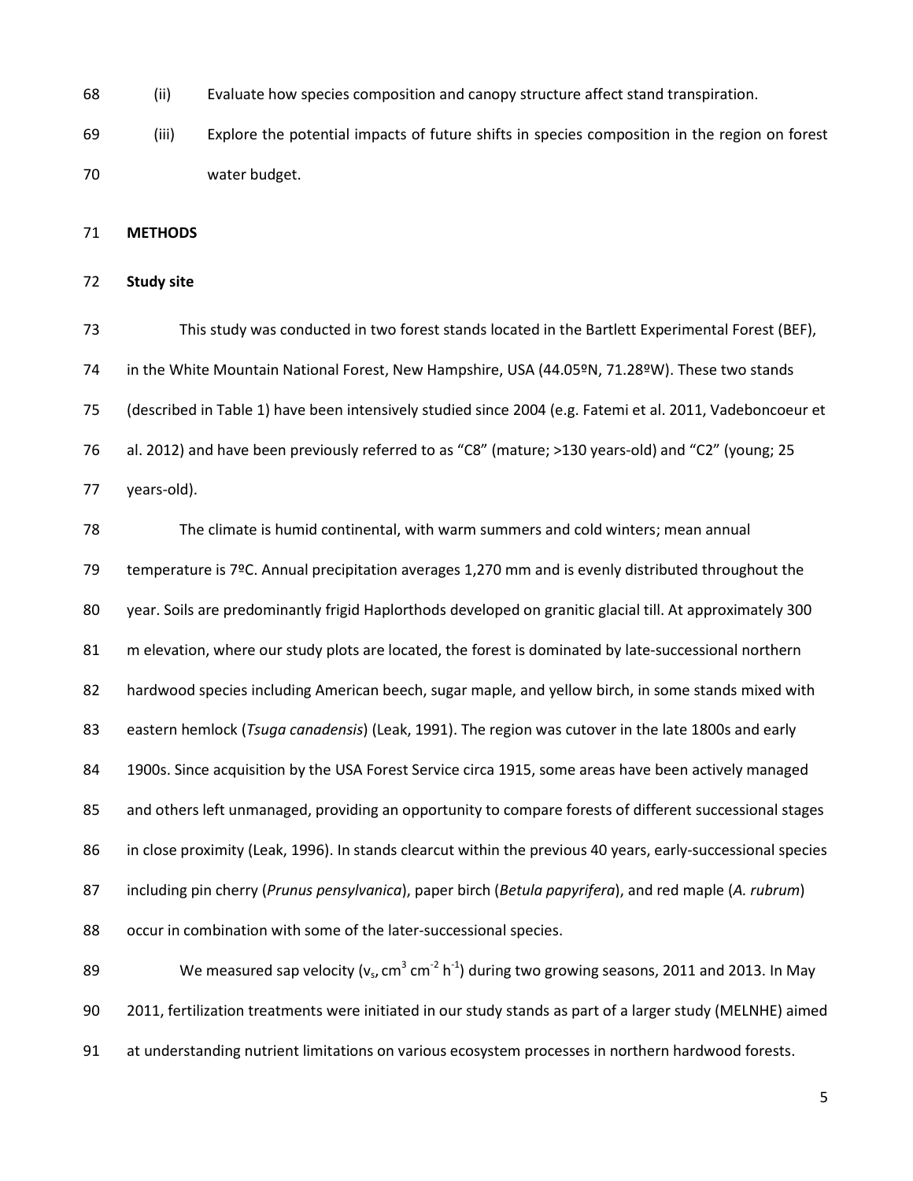(ii) Evaluate how species composition and canopy structure affect stand transpiration.

(iii) Explore the potential impacts of future shifts in species composition in the region on forest water budget.

## METHODS

### Study site

This study was conducted in two forest stands located in the Bartlett Experimental Forest (BEF), in the White Mountain National Forest, New Hampshire, USA (44.05ºN, 71.28ºW). These two stands (described in Table 1) have been intensively studied since 2004 (e.g. Fatemi et al. 2011, Vadeboncoeur et al. 2012) and have been previously referred to as "C8" (mature; >130 years-old) and "C2" (young; 25 years-old).

The climate is humid continental, with warm summers and cold winters; mean annual temperature is 7ºC. Annual precipitation averages 1,270 mm and is evenly distributed throughout the year. Soils are predominantly frigid Haplorthods developed on granitic glacial till. At approximately 300 m elevation, where our study plots are located, the forest is dominated by late-successional northern hardwood species including American beech, sugar maple, and yellow birch, in some stands mixed with eastern hemlock (*Tsuga canadensis*) (Leak, 1991). The region was cutover in the late 1800s and early 1900s. Since acquisition by the USA Forest Service circa 1915, some areas have been actively managed and others left unmanaged, providing an opportunity to compare forests of different successional stages in close proximity (Leak, 1996). In stands clearcut within the previous 40 years, early-successional species including pin cherry (*Prunus pensylvanica*), paper birch (*Betula papyrifera*), and red maple (*A. rubrum*) occur in combination with some of the later-successional species.

We measured sap velocity ($v_s$, $cm^3\ cm^{-2}\ h^{-1}$) during two growing seasons, 2011 and 2013. In May 2011, fertilization treatments were initiated in our study stands as part of a larger study (MELNHE) aimed at understanding nutrient limitations on various ecosystem processes in northern hardwood forests.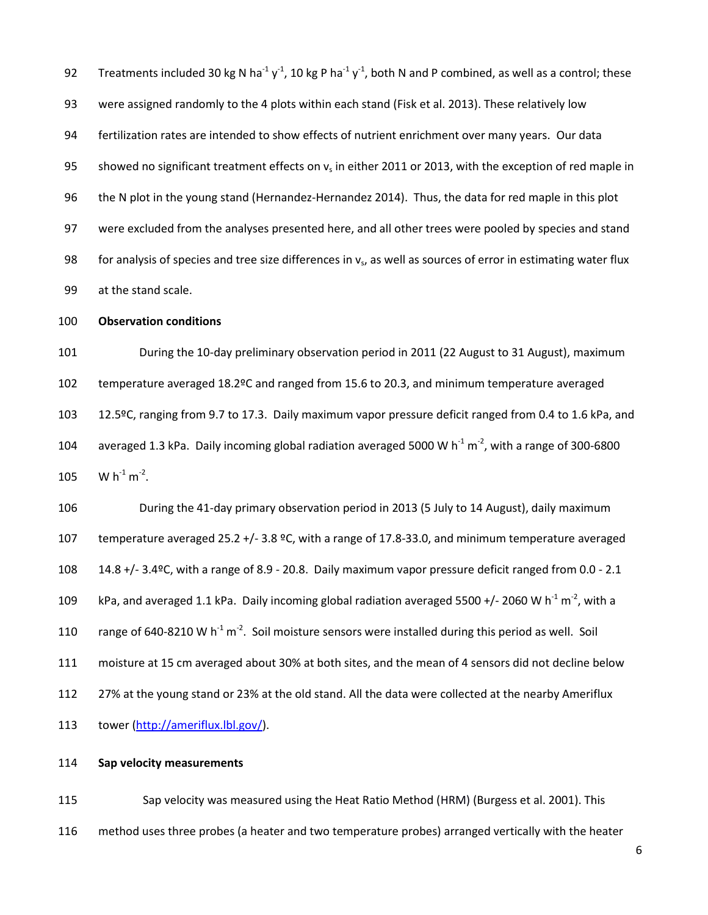Treatments included 30 kg N $ha^{-1}$ $y^{-1}$, 10 kg P $ha^{-1}$ $y^{-1}$, both N and P combined, as well as a control; these were assigned randomly to the 4 plots within each stand (Fisk et al. 2013). These relatively low fertilization rates are intended to show effects of nutrient enrichment over many years. Our data showed no significant treatment effects on $v_s$ in either 2011 or 2013, with the exception of red maple in the N plot in the young stand (Hernandez-Hernandez 2014). Thus, the data for red maple in this plot were excluded from the analyses presented here, and all other trees were pooled by species and stand for analysis of species and tree size differences in $v_s$, as well as sources of error in estimating water flux at the stand scale.

**Observation conditions**

During the 10-day preliminary observation period in 2011 (22 August to 31 August), maximum temperature averaged 18.2ºC and ranged from 15.6 to 20.3, and minimum temperature averaged 12.5ºC, ranging from 9.7 to 17.3. Daily maximum vapor pressure deficit ranged from 0.4 to 1.6 kPa, and averaged 1.3 kPa. Daily incoming global radiation averaged 5000 W $h^{-1}$ $m^{-2}$, with a range of 300-6800 W $h^{-1}$ $m^{-2}$.

During the 41-day primary observation period in 2013 (5 July to 14 August), daily maximum temperature averaged 25.2 +/- 3.8 ºC, with a range of 17.8-33.0, and minimum temperature averaged 14.8 +/- 3.4ºC, with a range of 8.9 - 20.8. Daily maximum vapor pressure deficit ranged from 0.0 - 2.1 kPa, and averaged 1.1 kPa. Daily incoming global radiation averaged 5500 +/- 2060 W $h^{-1}$ $m^{-2}$, with a range of 640-8210 W $h^{-1}$ $m^{-2}$. Soil moisture sensors were installed during this period as well. Soil moisture at 15 cm averaged about 30% at both sites, and the mean of 4 sensors did not decline below 27% at the young stand or 23% at the old stand. All the data were collected at the nearby Ameriflux tower (http://ameriflux.lbl.gov/).

**Sap velocity measurements**

Sap velocity was measured using the Heat Ratio Method (HRM) (Burgess et al. 2001). This method uses three probes (a heater and two temperature probes) arranged vertically with the heater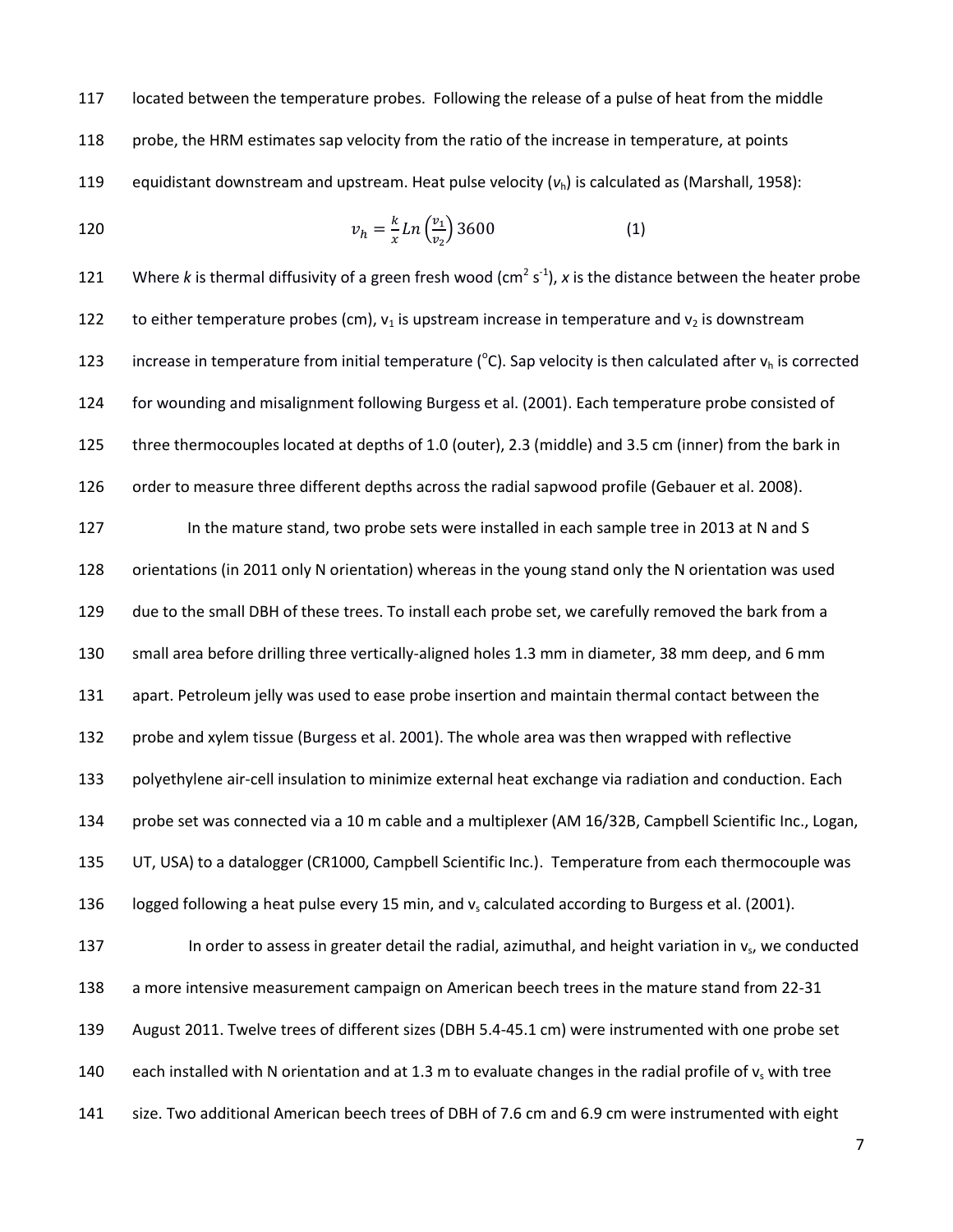located between the temperature probes. Following the release of a pulse of heat from the middle probe, the HRM estimates sap velocity from the ratio of the increase in temperature, at points equidistant downstream and upstream. Heat pulse velocity ($v_h$) is calculated as (Marshall, 1958):

$$v_h = \frac{k}{x} Ln\left(\frac{v_1}{v_2}\right) 3600 \qquad (1)$$

Where *k* is thermal diffusivity of a green fresh wood ($cm^2\ s^{-1}$), *x* is the distance between the heater probe to either temperature probes (cm), $v_1$ is upstream increase in temperature and $v_2$ is downstream increase in temperature from initial temperature (°C). Sap velocity is then calculated after $v_h$ is corrected for wounding and misalignment following Burgess et al. (2001). Each temperature probe consisted of three thermocouples located at depths of 1.0 (outer), 2.3 (middle) and 3.5 cm (inner) from the bark in order to measure three different depths across the radial sapwood profile (Gebauer et al. 2008).

In the mature stand, two probe sets were installed in each sample tree in 2013 at N and S orientations (in 2011 only N orientation) whereas in the young stand only the N orientation was used due to the small DBH of these trees. To install each probe set, we carefully removed the bark from a small area before drilling three vertically-aligned holes 1.3 mm in diameter, 38 mm deep, and 6 mm apart. Petroleum jelly was used to ease probe insertion and maintain thermal contact between the probe and xylem tissue (Burgess et al. 2001). The whole area was then wrapped with reflective polyethylene air-cell insulation to minimize external heat exchange via radiation and conduction. Each probe set was connected via a 10 m cable and a multiplexer (AM 16/32B, Campbell Scientific Inc., Logan, UT, USA) to a datalogger (CR1000, Campbell Scientific Inc.). Temperature from each thermocouple was logged following a heat pulse every 15 min, and $v_s$ calculated according to Burgess et al. (2001).

In order to assess in greater detail the radial, azimuthal, and height variation in $v_s$, we conducted a more intensive measurement campaign on American beech trees in the mature stand from 22-31 August 2011. Twelve trees of different sizes (DBH 5.4-45.1 cm) were instrumented with one probe set each installed with N orientation and at 1.3 m to evaluate changes in the radial profile of $v_s$ with tree size. Two additional American beech trees of DBH of 7.6 cm and 6.9 cm were instrumented with eight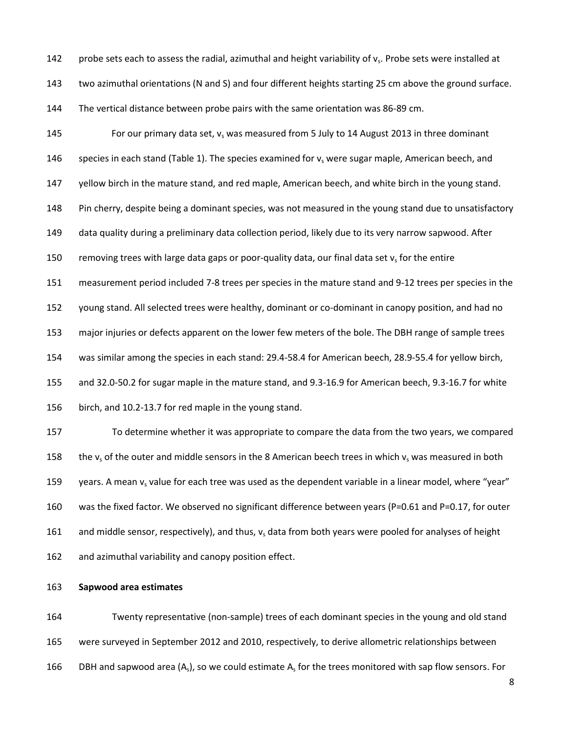probe sets each to assess the radial, azimuthal and height variability of $v_s$. Probe sets were installed at two azimuthal orientations (N and S) and four different heights starting 25 cm above the ground surface. The vertical distance between probe pairs with the same orientation was 86-89 cm.

For our primary data set, $v_s$ was measured from 5 July to 14 August 2013 in three dominant species in each stand (Table 1). The species examined for $v_s$ were sugar maple, American beech, and yellow birch in the mature stand, and red maple, American beech, and white birch in the young stand. Pin cherry, despite being a dominant species, was not measured in the young stand due to unsatisfactory data quality during a preliminary data collection period, likely due to its very narrow sapwood. After removing trees with large data gaps or poor-quality data, our final data set $v_s$ for the entire measurement period included 7-8 trees per species in the mature stand and 9-12 trees per species in the young stand. All selected trees were healthy, dominant or co-dominant in canopy position, and had no major injuries or defects apparent on the lower few meters of the bole. The DBH range of sample trees was similar among the species in each stand: 29.4-58.4 for American beech, 28.9-55.4 for yellow birch, and 32.0-50.2 for sugar maple in the mature stand, and 9.3-16.9 for American beech, 9.3-16.7 for white birch, and 10.2-13.7 for red maple in the young stand.

To determine whether it was appropriate to compare the data from the two years, we compared the $v_s$ of the outer and middle sensors in the 8 American beech trees in which $v_s$ was measured in both years. A mean $v_s$ value for each tree was used as the dependent variable in a linear model, where "year" was the fixed factor. We observed no significant difference between years ($P=0.61$ and $P=0.17$, for outer and middle sensor, respectively), and thus, $v_s$ data from both years were pooled for analyses of height and azimuthal variability and canopy position effect.

**Sapwood area estimates**

Twenty representative (non-sample) trees of each dominant species in the young and old stand were surveyed in September 2012 and 2010, respectively, to derive allometric relationships between DBH and sapwood area ($A_s$), so we could estimate $A_s$ for the trees monitored with sap flow sensors. For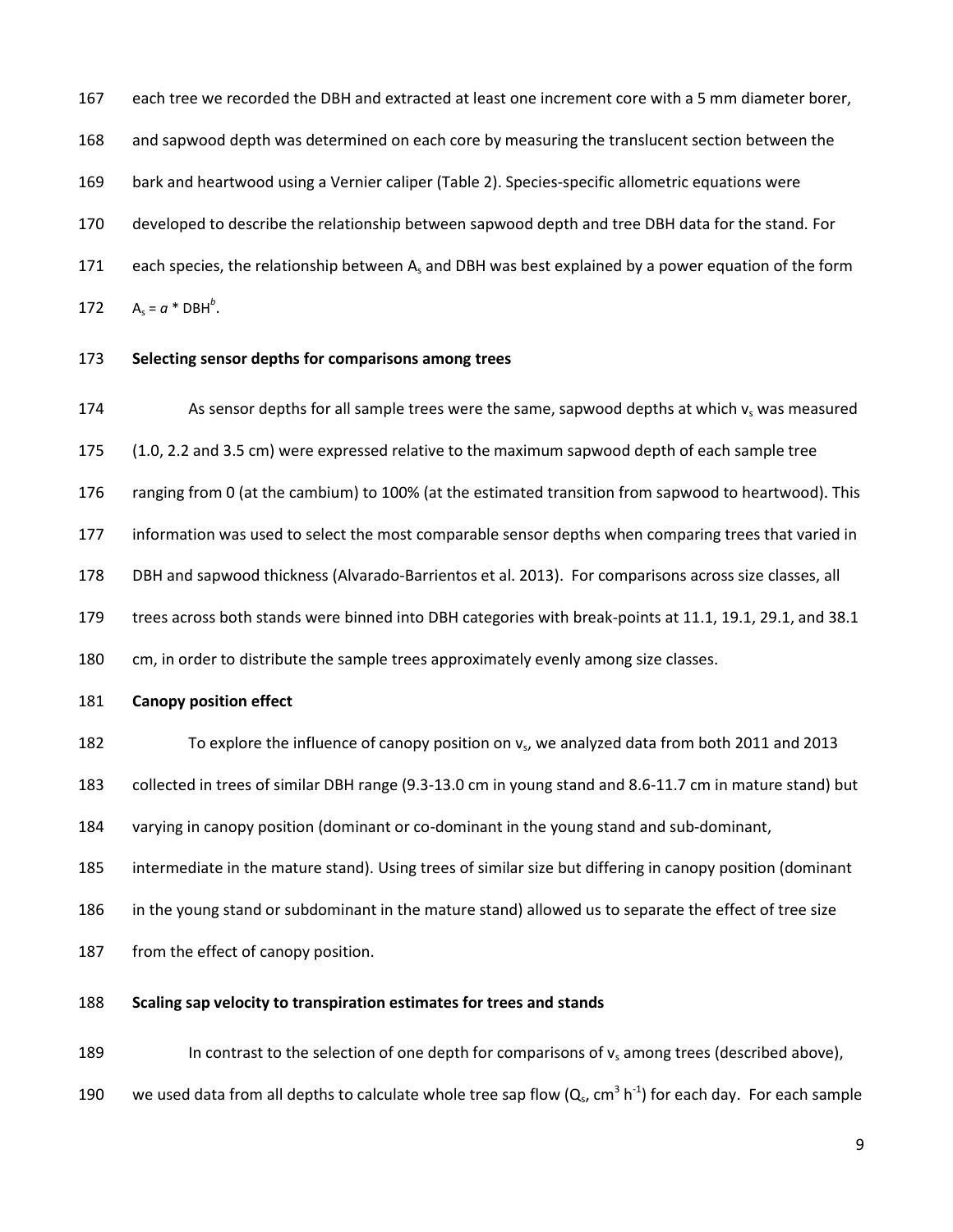each tree we recorded the DBH and extracted at least one increment core with a 5 mm diameter borer, and sapwood depth was determined on each core by measuring the translucent section between the bark and heartwood using a Vernier caliper (Table 2). Species-specific allometric equations were developed to describe the relationship between sapwood depth and tree DBH data for the stand. For each species, the relationship between $A_s$ and DBH was best explained by a power equation of the form $A_s = a * DBH^b$.

**Selecting sensor depths for comparisons among trees**

As sensor depths for all sample trees were the same, sapwood depths at which $v_s$ was measured (1.0, 2.2 and 3.5 cm) were expressed relative to the maximum sapwood depth of each sample tree ranging from 0 (at the cambium) to 100% (at the estimated transition from sapwood to heartwood). This information was used to select the most comparable sensor depths when comparing trees that varied in DBH and sapwood thickness (Alvarado-Barrientos et al. 2013). For comparisons across size classes, all trees across both stands were binned into DBH categories with break-points at 11.1, 19.1, 29.1, and 38.1 cm, in order to distribute the sample trees approximately evenly among size classes.

**Canopy position effect**

To explore the influence of canopy position on $v_s$, we analyzed data from both 2011 and 2013 collected in trees of similar DBH range (9.3-13.0 cm in young stand and 8.6-11.7 cm in mature stand) but varying in canopy position (dominant or co-dominant in the young stand and sub-dominant, intermediate in the mature stand). Using trees of similar size but differing in canopy position (dominant in the young stand or subdominant in the mature stand) allowed us to separate the effect of tree size from the effect of canopy position.

**Scaling sap velocity to transpiration estimates for trees and stands**

In contrast to the selection of one depth for comparisons of $v_s$ among trees (described above), we used data from all depths to calculate whole tree sap flow ($Q_s$, $cm^3 h^{-1}$) for each day. For each sample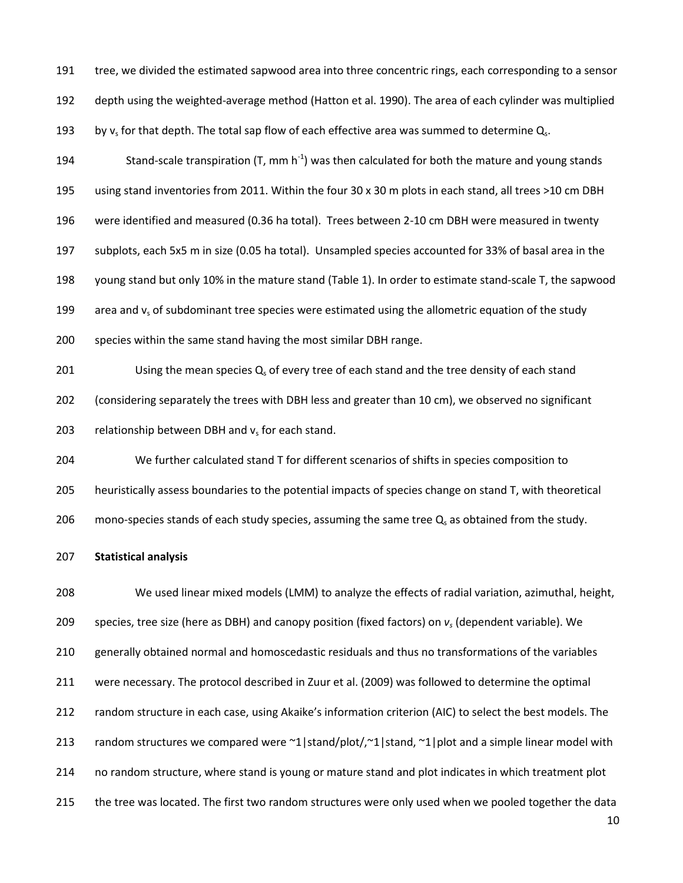tree, we divided the estimated sapwood area into three concentric rings, each corresponding to a sensor depth using the weighted-average method (Hatton et al. 1990). The area of each cylinder was multiplied by $v_s$ for that depth. The total sap flow of each effective area was summed to determine $Q_s$.

Stand-scale transpiration (T, mm $h^{-1}$) was then calculated for both the mature and young stands using stand inventories from 2011. Within the four 30 x 30 m plots in each stand, all trees >10 cm DBH were identified and measured (0.36 ha total). Trees between 2-10 cm DBH were measured in twenty subplots, each 5x5 m in size (0.05 ha total). Unsampled species accounted for 33% of basal area in the young stand but only 10% in the mature stand (Table 1). In order to estimate stand-scale T, the sapwood area and $v_s$ of subdominant tree species were estimated using the allometric equation of the study species within the same stand having the most similar DBH range.

Using the mean species $Q_s$ of every tree of each stand and the tree density of each stand (considering separately the trees with DBH less and greater than 10 cm), we observed no significant relationship between DBH and $v_s$ for each stand.

We further calculated stand T for different scenarios of shifts in species composition to heuristically assess boundaries to the potential impacts of species change on stand T, with theoretical mono-species stands of each study species, assuming the same tree $Q_s$ as obtained from the study.

**Statistical analysis**

We used linear mixed models (LMM) to analyze the effects of radial variation, azimuthal, height, species, tree size (here as DBH) and canopy position (fixed factors) on $v_s$ (dependent variable). We generally obtained normal and homoscedastic residuals and thus no transformations of the variables were necessary. The protocol described in Zuur et al. (2009) was followed to determine the optimal random structure in each case, using Akaike's information criterion (AIC) to select the best models. The random structures we compared were ~1|stand/plot/,~1|stand, ~1|plot and a simple linear model with no random structure, where stand is young or mature stand and plot indicates in which treatment plot the tree was located. The first two random structures were only used when we pooled together the data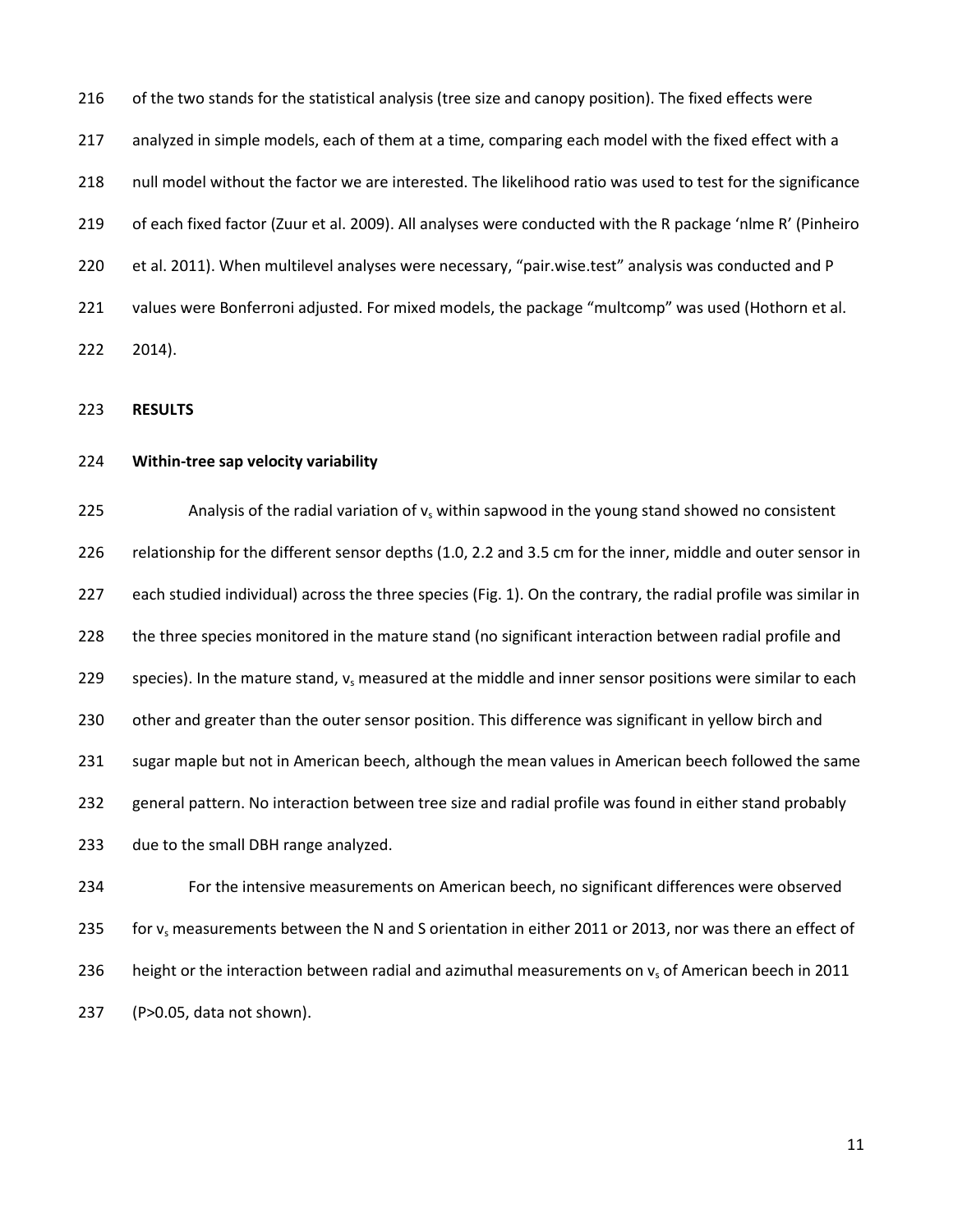of the two stands for the statistical analysis (tree size and canopy position). The fixed effects were analyzed in simple models, each of them at a time, comparing each model with the fixed effect with a null model without the factor we are interested. The likelihood ratio was used to test for the significance of each fixed factor (Zuur et al. 2009). All analyses were conducted with the R package 'nlme R' (Pinheiro et al. 2011). When multilevel analyses were necessary, "pair.wise.test" analysis was conducted and P values were Bonferroni adjusted. For mixed models, the package "multcomp" was used (Hothorn et al. 2014).

## RESULTS

### Within-tree sap velocity variability

Analysis of the radial variation of $v_s$ within sapwood in the young stand showed no consistent relationship for the different sensor depths (1.0, 2.2 and 3.5 cm for the inner, middle and outer sensor in each studied individual) across the three species (Fig. 1). On the contrary, the radial profile was similar in the three species monitored in the mature stand (no significant interaction between radial profile and species). In the mature stand, $v_s$ measured at the middle and inner sensor positions were similar to each other and greater than the outer sensor position. This difference was significant in yellow birch and sugar maple but not in American beech, although the mean values in American beech followed the same general pattern. No interaction between tree size and radial profile was found in either stand probably due to the small DBH range analyzed.

For the intensive measurements on American beech, no significant differences were observed for $v_s$ measurements between the N and S orientation in either 2011 or 2013, nor was there an effect of height or the interaction between radial and azimuthal measurements on $v_s$ of American beech in 2011 ($P>0.05$, data not shown).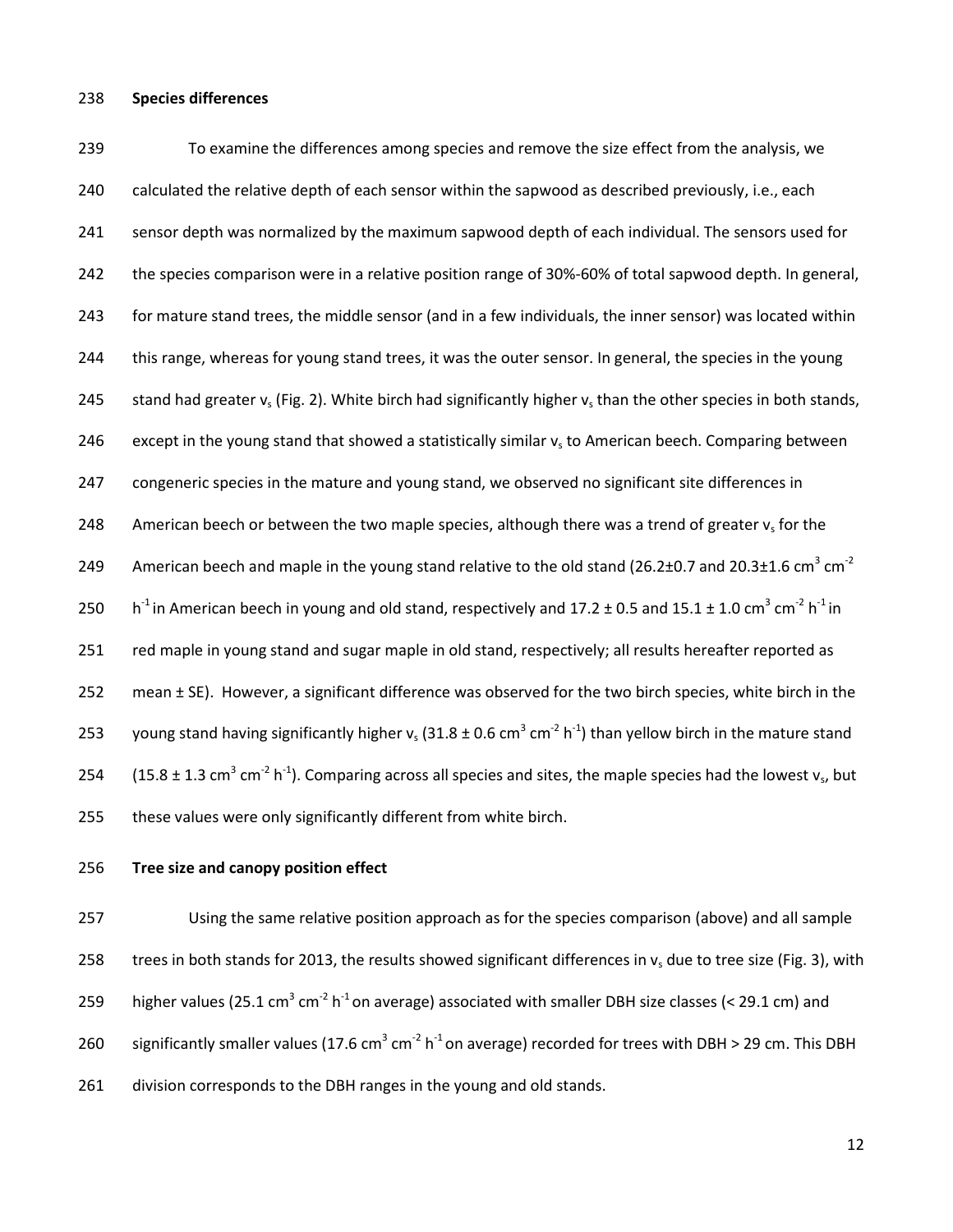**Species differences**

To examine the differences among species and remove the size effect from the analysis, we calculated the relative depth of each sensor within the sapwood as described previously, i.e., each sensor depth was normalized by the maximum sapwood depth of each individual. The sensors used for the species comparison were in a relative position range of 30%-60% of total sapwood depth. In general, for mature stand trees, the middle sensor (and in a few individuals, the inner sensor) was located within this range, whereas for young stand trees, it was the outer sensor. In general, the species in the young stand had greater $v_s$ (Fig. 2). White birch had significantly higher $v_s$ than the other species in both stands, except in the young stand that showed a statistically similar $v_s$ to American beech. Comparing between congeneric species in the mature and young stand, we observed no significant site differences in American beech or between the two maple species, although there was a trend of greater $v_s$ for the American beech and maple in the young stand relative to the old stand (26.2±0.7 and 20.3±1.6 $cm^3\ cm^{-2}\ h^{-1}$ in American beech in young and old stand, respectively and 17.2 ± 0.5 and 15.1 ± 1.0 $cm^3\ cm^{-2}\ h^{-1}$ in red maple in young stand and sugar maple in old stand, respectively; all results hereafter reported as mean ± SE). However, a significant difference was observed for the two birch species, white birch in the young stand having significantly higher $v_s$ (31.8 ± 0.6 $cm^3\ cm^{-2}\ h^{-1}$) than yellow birch in the mature stand (15.8 ± 1.3 $cm^3\ cm^{-2}\ h^{-1}$). Comparing across all species and sites, the maple species had the lowest $v_s$, but these values were only significantly different from white birch.

**Tree size and canopy position effect**

Using the same relative position approach as for the species comparison (above) and all sample trees in both stands for 2013, the results showed significant differences in $v_s$ due to tree size (Fig. 3), with higher values (25.1 $cm^3\ cm^{-2}\ h^{-1}$ on average) associated with smaller DBH size classes (< 29.1 cm) and significantly smaller values (17.6 $cm^3\ cm^{-2}\ h^{-1}$ on average) recorded for trees with DBH > 29 cm. This DBH division corresponds to the DBH ranges in the young and old stands.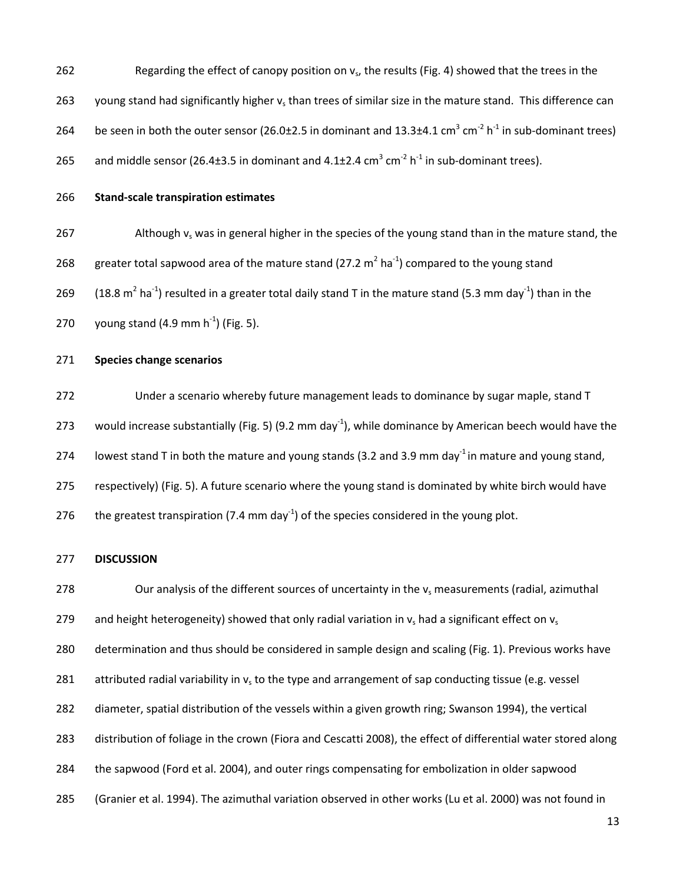Regarding the effect of canopy position on $v_s$, the results (Fig. 4) showed that the trees in the young stand had significantly higher $v_s$ than trees of similar size in the mature stand. This difference can be seen in both the outer sensor (26.0±2.5 in dominant and 13.3±4.1 $cm^3\ cm^{-2}\ h^{-1}$ in sub-dominant trees) and middle sensor (26.4±3.5 in dominant and 4.1±2.4 $cm^3\ cm^{-2}\ h^{-1}$ in sub-dominant trees).

**Stand-scale transpiration estimates**

Although $v_s$ was in general higher in the species of the young stand than in the mature stand, the greater total sapwood area of the mature stand (27.2 $m^2\ ha^{-1}$) compared to the young stand (18.8 $m^2\ ha^{-1}$) resulted in a greater total daily stand T in the mature stand (5.3 mm $day^{-1}$) than in the young stand (4.9 mm $h^{-1}$) (Fig. 5).

**Species change scenarios**

Under a scenario whereby future management leads to dominance by sugar maple, stand T would increase substantially (Fig. 5) (9.2 mm $day^{-1}$), while dominance by American beech would have the lowest stand T in both the mature and young stands (3.2 and 3.9 mm $day^{-1}$ in mature and young stand, respectively) (Fig. 5). A future scenario where the young stand is dominated by white birch would have the greatest transpiration (7.4 mm $day^{-1}$) of the species considered in the young plot.

**DISCUSSION**

Our analysis of the different sources of uncertainty in the $v_s$ measurements (radial, azimuthal and height heterogeneity) showed that only radial variation in $v_s$ had a significant effect on $v_s$ determination and thus should be considered in sample design and scaling (Fig. 1). Previous works have attributed radial variability in $v_s$ to the type and arrangement of sap conducting tissue (e.g. vessel diameter, spatial distribution of the vessels within a given growth ring; Swanson 1994), the vertical distribution of foliage in the crown (Fiora and Cescatti 2008), the effect of differential water stored along the sapwood (Ford et al. 2004), and outer rings compensating for embolization in older sapwood (Granier et al. 1994). The azimuthal variation observed in other works (Lu et al. 2000) was not found in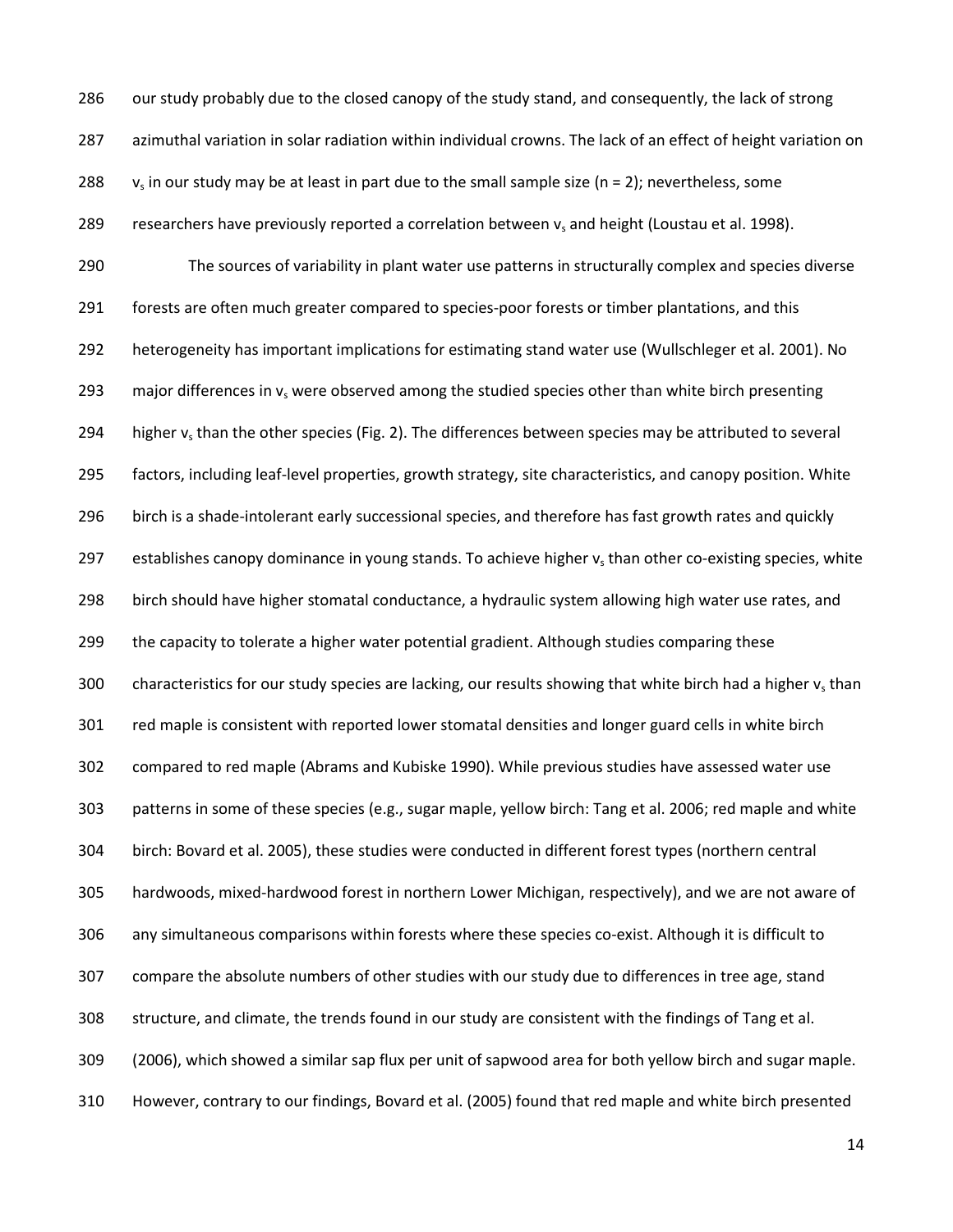our study probably due to the closed canopy of the study stand, and consequently, the lack of strong azimuthal variation in solar radiation within individual crowns. The lack of an effect of height variation on $v_s$ in our study may be at least in part due to the small sample size (n = 2); nevertheless, some researchers have previously reported a correlation between $v_s$ and height (Loustau et al. 1998).

The sources of variability in plant water use patterns in structurally complex and species diverse forests are often much greater compared to species-poor forests or timber plantations, and this heterogeneity has important implications for estimating stand water use (Wullschleger et al. 2001). No major differences in $v_s$ were observed among the studied species other than white birch presenting higher $v_s$ than the other species (Fig. 2). The differences between species may be attributed to several factors, including leaf-level properties, growth strategy, site characteristics, and canopy position. White birch is a shade-intolerant early successional species, and therefore has fast growth rates and quickly establishes canopy dominance in young stands. To achieve higher $v_s$ than other co-existing species, white birch should have higher stomatal conductance, a hydraulic system allowing high water use rates, and the capacity to tolerate a higher water potential gradient. Although studies comparing these characteristics for our study species are lacking, our results showing that white birch had a higher $v_s$ than red maple is consistent with reported lower stomatal densities and longer guard cells in white birch compared to red maple (Abrams and Kubiske 1990). While previous studies have assessed water use patterns in some of these species (e.g., sugar maple, yellow birch: Tang et al. 2006; red maple and white birch: Bovard et al. 2005), these studies were conducted in different forest types (northern central hardwoods, mixed-hardwood forest in northern Lower Michigan, respectively), and we are not aware of any simultaneous comparisons within forests where these species co-exist. Although it is difficult to compare the absolute numbers of other studies with our study due to differences in tree age, stand structure, and climate, the trends found in our study are consistent with the findings of Tang et al. (2006), which showed a similar sap flux per unit of sapwood area for both yellow birch and sugar maple. However, contrary to our findings, Bovard et al. (2005) found that red maple and white birch presented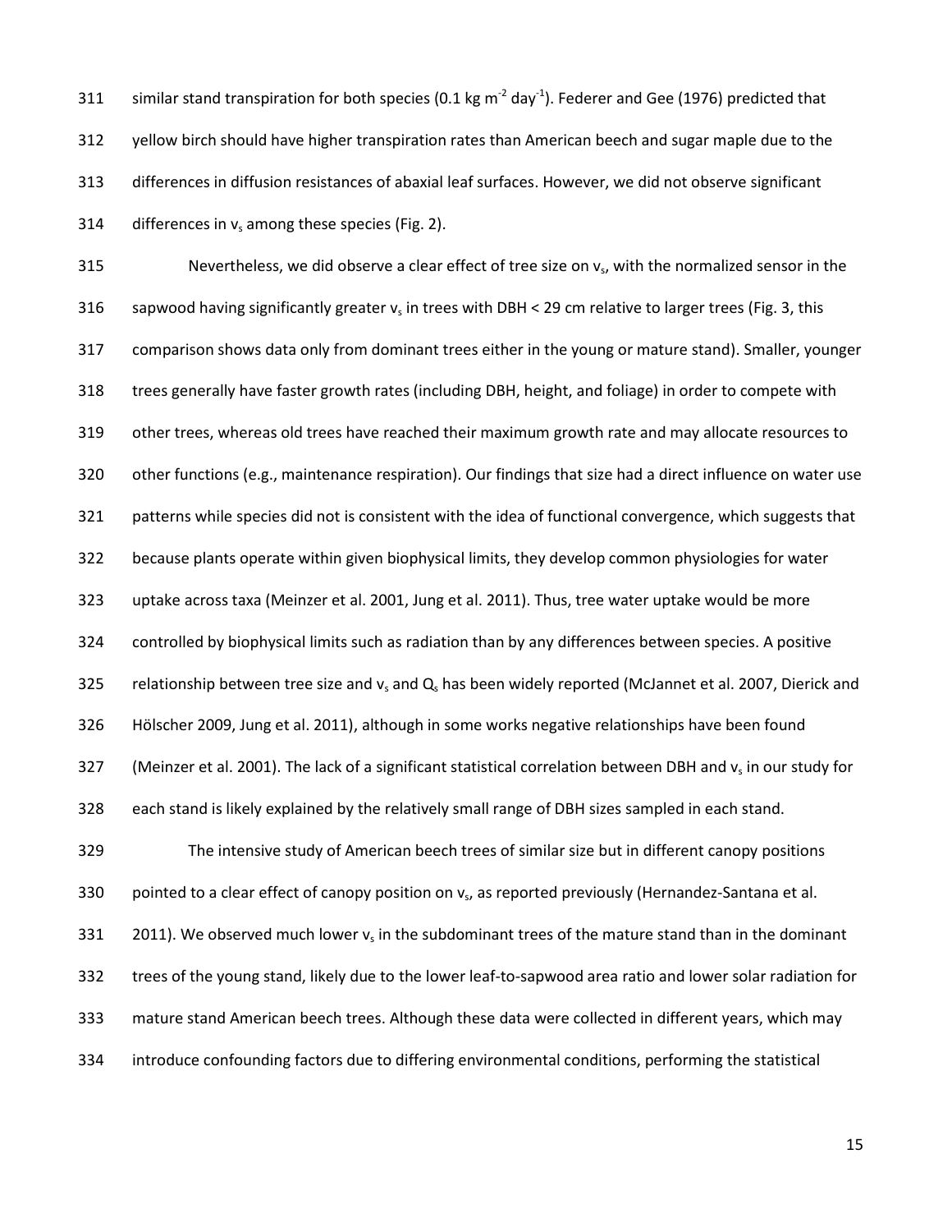similar stand transpiration for both species (0.1 kg $m^{-2}$ $day^{-1}$). Federer and Gee (1976) predicted that yellow birch should have higher transpiration rates than American beech and sugar maple due to the differences in diffusion resistances of abaxial leaf surfaces. However, we did not observe significant differences in $v_s$ among these species (Fig. 2).

Nevertheless, we did observe a clear effect of tree size on $v_s$, with the normalized sensor in the sapwood having significantly greater $v_s$ in trees with DBH < 29 cm relative to larger trees (Fig. 3, this comparison shows data only from dominant trees either in the young or mature stand). Smaller, younger trees generally have faster growth rates (including DBH, height, and foliage) in order to compete with other trees, whereas old trees have reached their maximum growth rate and may allocate resources to other functions (e.g., maintenance respiration). Our findings that size had a direct influence on water use patterns while species did not is consistent with the idea of functional convergence, which suggests that because plants operate within given biophysical limits, they develop common physiologies for water uptake across taxa (Meinzer et al. 2001, Jung et al. 2011). Thus, tree water uptake would be more controlled by biophysical limits such as radiation than by any differences between species. A positive relationship between tree size and $v_s$ and $Q_s$ has been widely reported (McJannet et al. 2007, Dierick and Hölscher 2009, Jung et al. 2011), although in some works negative relationships have been found (Meinzer et al. 2001). The lack of a significant statistical correlation between DBH and $v_s$ in our study for each stand is likely explained by the relatively small range of DBH sizes sampled in each stand.

The intensive study of American beech trees of similar size but in different canopy positions pointed to a clear effect of canopy position on $v_s$, as reported previously (Hernandez-Santana et al. 2011). We observed much lower $v_s$ in the subdominant trees of the mature stand than in the dominant trees of the young stand, likely due to the lower leaf-to-sapwood area ratio and lower solar radiation for mature stand American beech trees. Although these data were collected in different years, which may introduce confounding factors due to differing environmental conditions, performing the statistical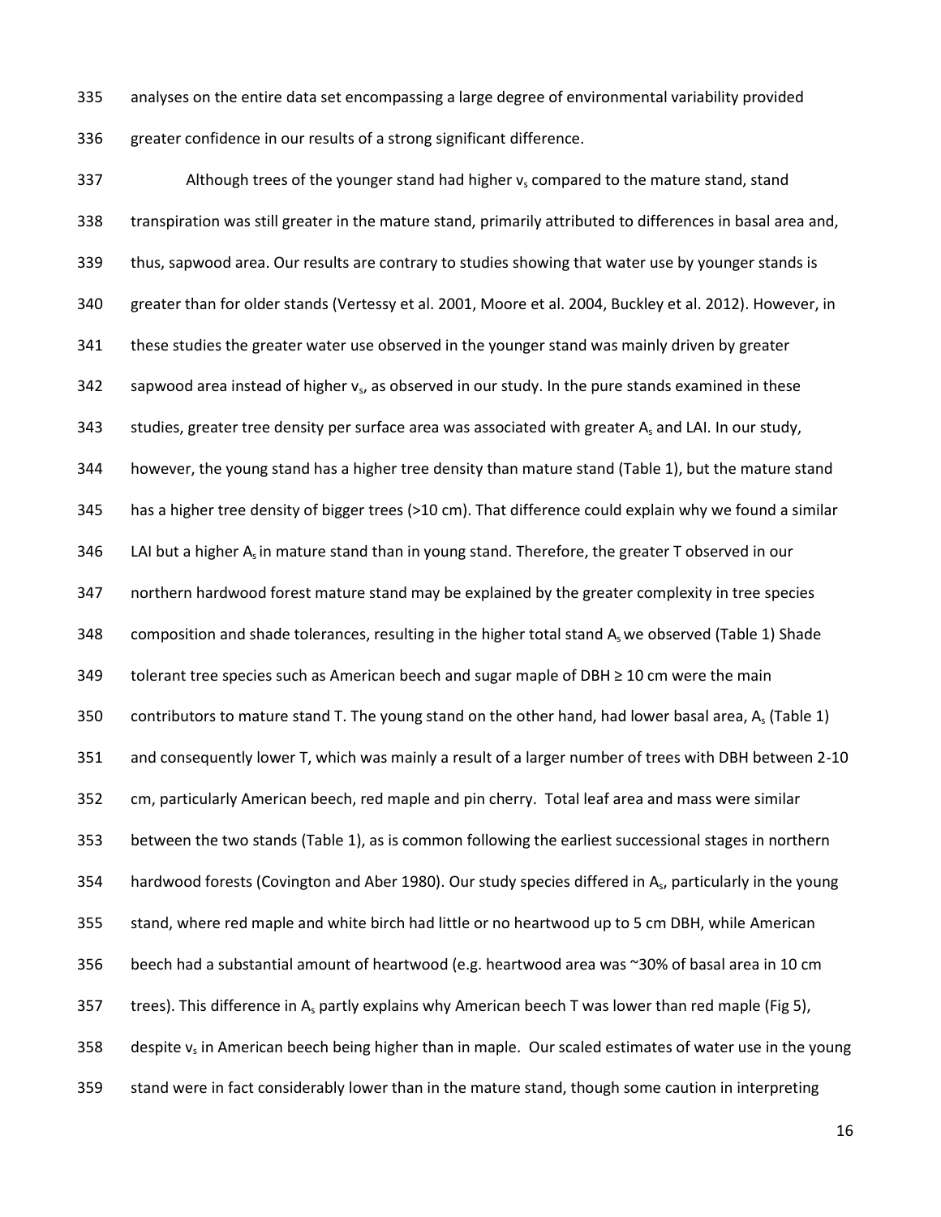analyses on the entire data set encompassing a large degree of environmental variability provided greater confidence in our results of a strong significant difference.

Although trees of the younger stand had higher $v_s$ compared to the mature stand, stand transpiration was still greater in the mature stand, primarily attributed to differences in basal area and, thus, sapwood area. Our results are contrary to studies showing that water use by younger stands is greater than for older stands (Vertessy et al. 2001, Moore et al. 2004, Buckley et al. 2012). However, in these studies the greater water use observed in the younger stand was mainly driven by greater sapwood area instead of higher $v_s$, as observed in our study. In the pure stands examined in these studies, greater tree density per surface area was associated with greater $A_s$ and LAI. In our study, however, the young stand has a higher tree density than mature stand (Table 1), but the mature stand has a higher tree density of bigger trees (>10 cm). That difference could explain why we found a similar LAI but a higher $A_s$ in mature stand than in young stand. Therefore, the greater T observed in our northern hardwood forest mature stand may be explained by the greater complexity in tree species composition and shade tolerances, resulting in the higher total stand $A_s$ we observed (Table 1) Shade tolerant tree species such as American beech and sugar maple of DBH ≥ 10 cm were the main contributors to mature stand T. The young stand on the other hand, had lower basal area, $A_s$ (Table 1) and consequently lower T, which was mainly a result of a larger number of trees with DBH between 2-10 cm, particularly American beech, red maple and pin cherry. Total leaf area and mass were similar between the two stands (Table 1), as is common following the earliest successional stages in northern hardwood forests (Covington and Aber 1980). Our study species differed in $A_s$, particularly in the young stand, where red maple and white birch had little or no heartwood up to 5 cm DBH, while American beech had a substantial amount of heartwood (e.g. heartwood area was ~30% of basal area in 10 cm trees). This difference in $A_s$ partly explains why American beech T was lower than red maple (Fig 5), despite $v_s$ in American beech being higher than in maple. Our scaled estimates of water use in the young stand were in fact considerably lower than in the mature stand, though some caution in interpreting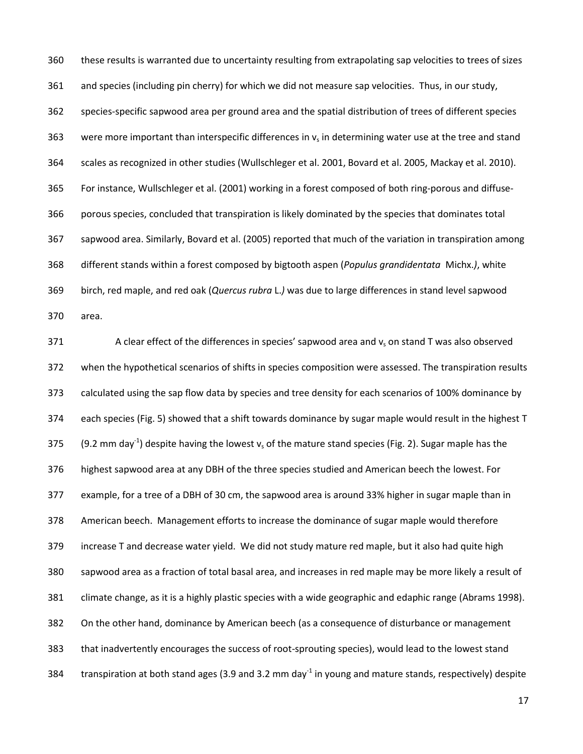these results is warranted due to uncertainty resulting from extrapolating sap velocities to trees of sizes and species (including pin cherry) for which we did not measure sap velocities. Thus, in our study, species-specific sapwood area per ground area and the spatial distribution of trees of different species were more important than interspecific differences in $v_s$ in determining water use at the tree and stand scales as recognized in other studies (Wullschleger et al. 2001, Bovard et al. 2005, Mackay et al. 2010). For instance, Wullschleger et al. (2001) working in a forest composed of both ring-porous and diffuse-porous species, concluded that transpiration is likely dominated by the species that dominates total sapwood area. Similarly, Bovard et al. (2005) reported that much of the variation in transpiration among different stands within a forest composed by bigtooth aspen (*Populus grandidentata* Michx.*)*, white birch, red maple, and red oak (*Quercus rubra* L.*)* was due to large differences in stand level sapwood area.

A clear effect of the differences in species' sapwood area and $v_s$ on stand T was also observed when the hypothetical scenarios of shifts in species composition were assessed. The transpiration results calculated using the sap flow data by species and tree density for each scenarios of 100% dominance by each species (Fig. 5) showed that a shift towards dominance by sugar maple would result in the highest T (9.2 mm day$^{-1}$) despite having the lowest $v_s$ of the mature stand species (Fig. 2). Sugar maple has the highest sapwood area at any DBH of the three species studied and American beech the lowest. For example, for a tree of a DBH of 30 cm, the sapwood area is around 33% higher in sugar maple than in American beech. Management efforts to increase the dominance of sugar maple would therefore increase T and decrease water yield. We did not study mature red maple, but it also had quite high sapwood area as a fraction of total basal area, and increases in red maple may be more likely a result of climate change, as it is a highly plastic species with a wide geographic and edaphic range (Abrams 1998). On the other hand, dominance by American beech (as a consequence of disturbance or management that inadvertently encourages the success of root-sprouting species), would lead to the lowest stand transpiration at both stand ages (3.9 and 3.2 mm day$^{-1}$ in young and mature stands, respectively) despite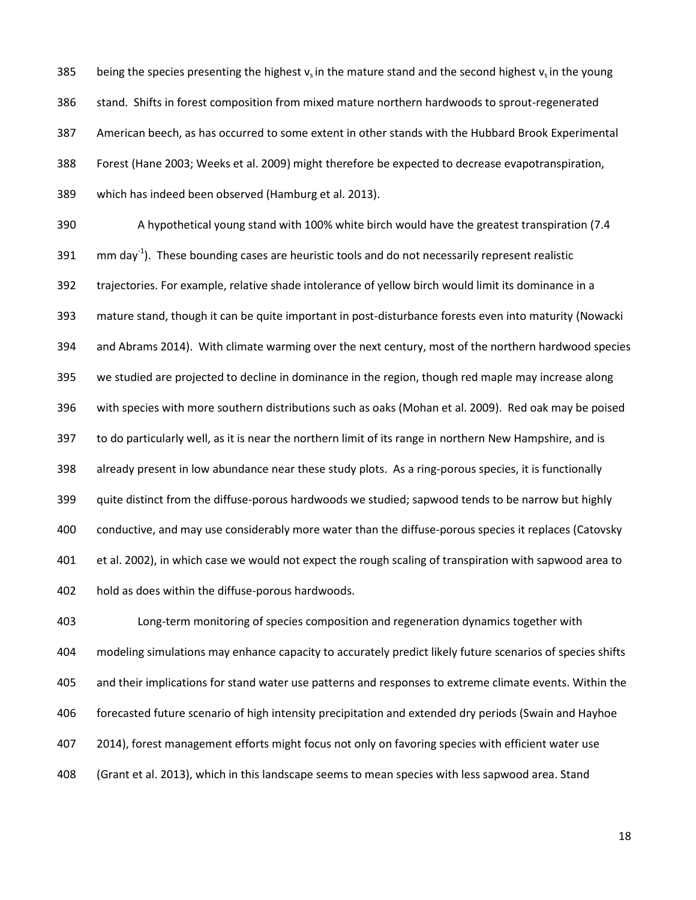being the species presenting the highest $v_s$ in the mature stand and the second highest $v_s$ in the young stand. Shifts in forest composition from mixed mature northern hardwoods to sprout-regenerated American beech, as has occurred to some extent in other stands with the Hubbard Brook Experimental Forest (Hane 2003; Weeks et al. 2009) might therefore be expected to decrease evapotranspiration, which has indeed been observed (Hamburg et al. 2013).

A hypothetical young stand with 100% white birch would have the greatest transpiration (7.4 mm day$^{-1}$). These bounding cases are heuristic tools and do not necessarily represent realistic trajectories. For example, relative shade intolerance of yellow birch would limit its dominance in a mature stand, though it can be quite important in post-disturbance forests even into maturity (Nowacki and Abrams 2014). With climate warming over the next century, most of the northern hardwood species we studied are projected to decline in dominance in the region, though red maple may increase along with species with more southern distributions such as oaks (Mohan et al. 2009). Red oak may be poised to do particularly well, as it is near the northern limit of its range in northern New Hampshire, and is already present in low abundance near these study plots. As a ring-porous species, it is functionally quite distinct from the diffuse-porous hardwoods we studied; sapwood tends to be narrow but highly conductive, and may use considerably more water than the diffuse-porous species it replaces (Catovsky et al. 2002), in which case we would not expect the rough scaling of transpiration with sapwood area to hold as does within the diffuse-porous hardwoods.

Long-term monitoring of species composition and regeneration dynamics together with modeling simulations may enhance capacity to accurately predict likely future scenarios of species shifts and their implications for stand water use patterns and responses to extreme climate events. Within the forecasted future scenario of high intensity precipitation and extended dry periods (Swain and Hayhoe 2014), forest management efforts might focus not only on favoring species with efficient water use (Grant et al. 2013), which in this landscape seems to mean species with less sapwood area. Stand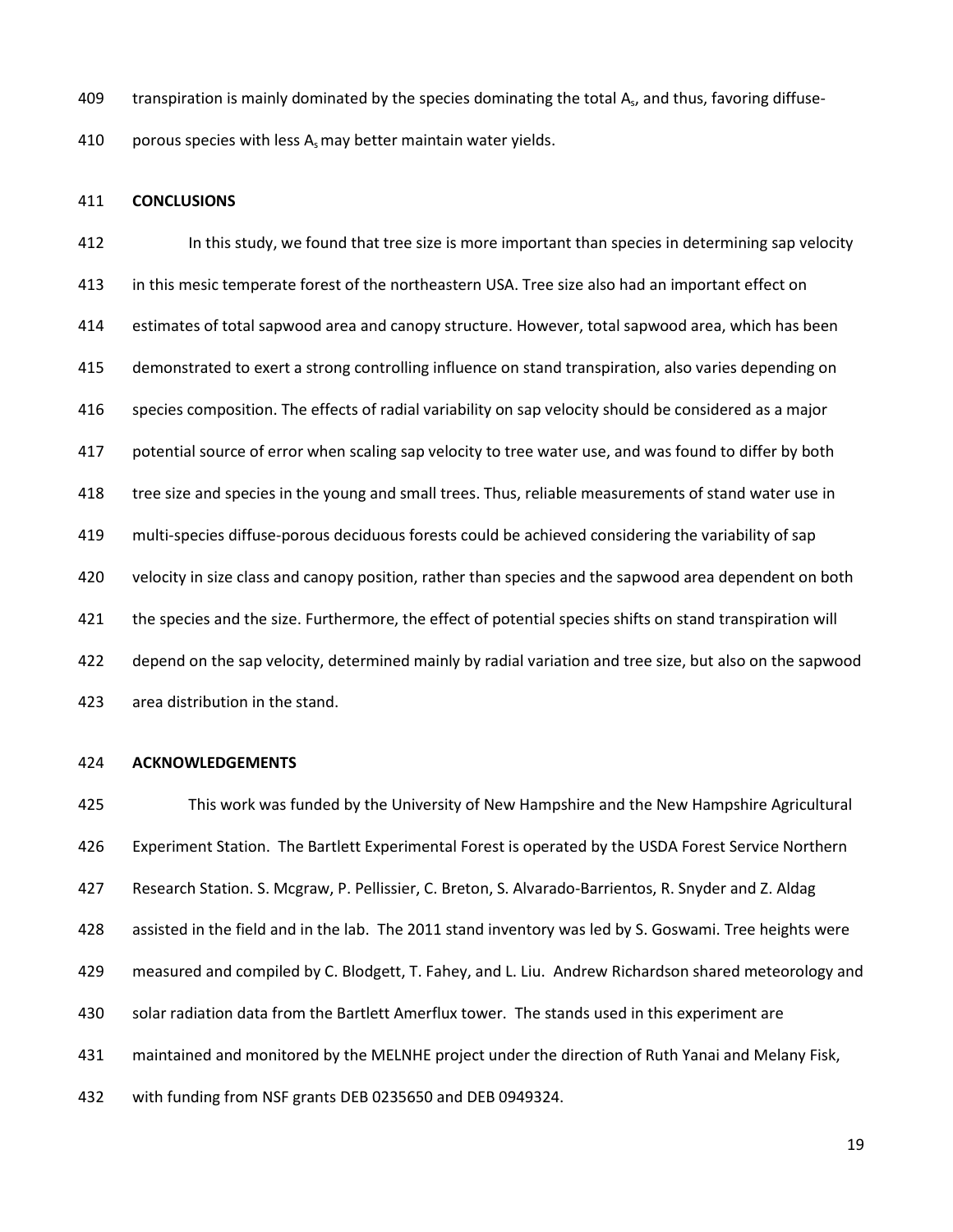transpiration is mainly dominated by the species dominating the total $A_s$, and thus, favoring diffuse-porous species with less $A_s$ may better maintain water yields.

## CONCLUSIONS

In this study, we found that tree size is more important than species in determining sap velocity in this mesic temperate forest of the northeastern USA. Tree size also had an important effect on estimates of total sapwood area and canopy structure. However, total sapwood area, which has been demonstrated to exert a strong controlling influence on stand transpiration, also varies depending on species composition. The effects of radial variability on sap velocity should be considered as a major potential source of error when scaling sap velocity to tree water use, and was found to differ by both tree size and species in the young and small trees. Thus, reliable measurements of stand water use in multi-species diffuse-porous deciduous forests could be achieved considering the variability of sap velocity in size class and canopy position, rather than species and the sapwood area dependent on both the species and the size. Furthermore, the effect of potential species shifts on stand transpiration will depend on the sap velocity, determined mainly by radial variation and tree size, but also on the sapwood area distribution in the stand.

## ACKNOWLEDGEMENTS

This work was funded by the University of New Hampshire and the New Hampshire Agricultural Experiment Station. The Bartlett Experimental Forest is operated by the USDA Forest Service Northern Research Station. S. Mcgraw, P. Pellissier, C. Breton, S. Alvarado-Barrientos, R. Snyder and Z. Aldag assisted in the field and in the lab. The 2011 stand inventory was led by S. Goswami. Tree heights were measured and compiled by C. Blodgett, T. Fahey, and L. Liu. Andrew Richardson shared meteorology and solar radiation data from the Bartlett Amerflux tower. The stands used in this experiment are maintained and monitored by the MELNHE project under the direction of Ruth Yanai and Melany Fisk, with funding from NSF grants DEB 0235650 and DEB 0949324.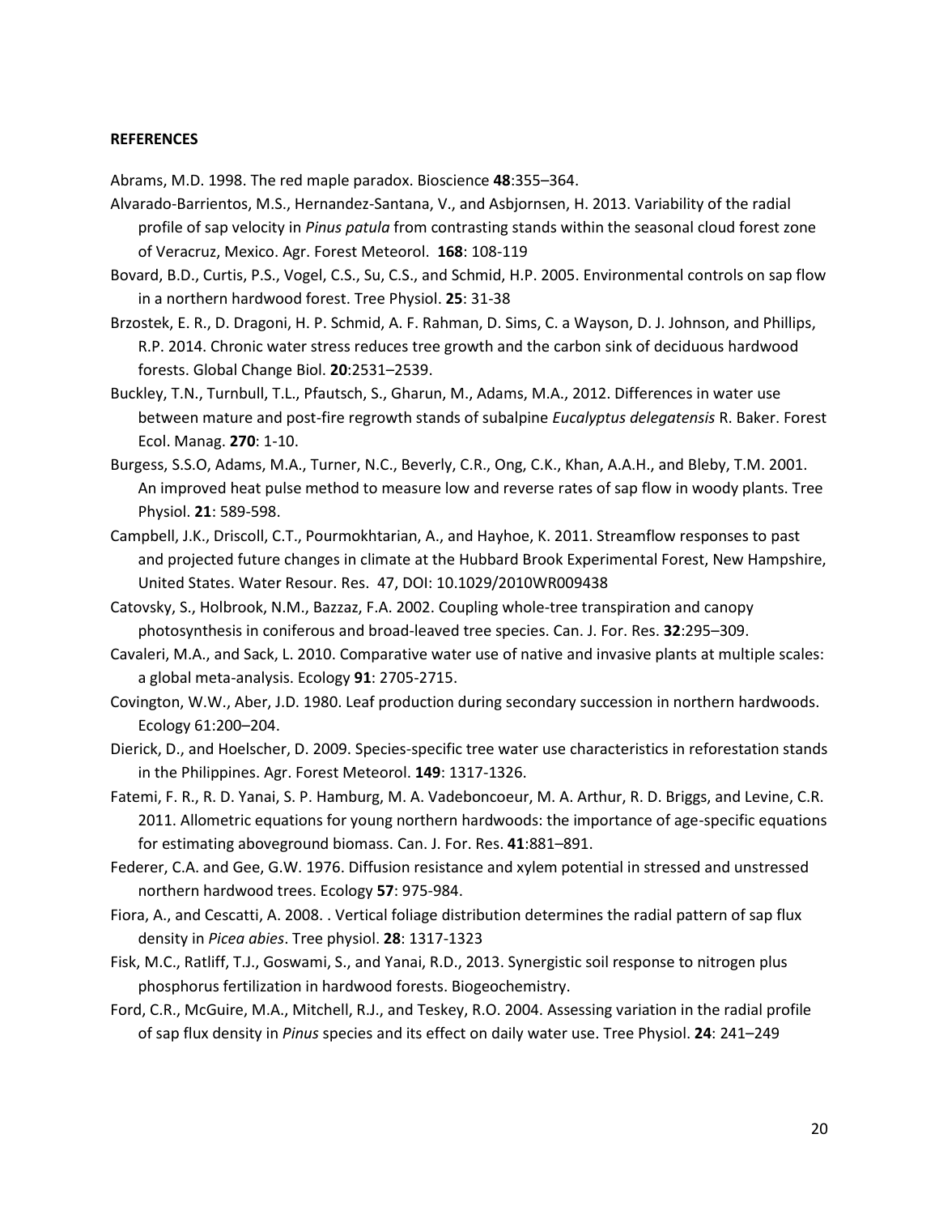**REFERENCES**

Abrams, M.D. 1998. The red maple paradox. Bioscience **48**:355–364.

Alvarado-Barrientos, M.S., Hernandez-Santana, V., and Asbjornsen, H. 2013. Variability of the radial profile of sap velocity in *Pinus patula* from contrasting stands within the seasonal cloud forest zone of Veracruz, Mexico. Agr. Forest Meteorol. **168**: 108-119

Bovard, B.D., Curtis, P.S., Vogel, C.S., Su, C.S., and Schmid, H.P. 2005. Environmental controls on sap flow in a northern hardwood forest. Tree Physiol. **25**: 31-38

Brzostek, E. R., D. Dragoni, H. P. Schmid, A. F. Rahman, D. Sims, C. a Wayson, D. J. Johnson, and Phillips, R.P. 2014. Chronic water stress reduces tree growth and the carbon sink of deciduous hardwood forests. Global Change Biol. **20**:2531–2539.

Buckley, T.N., Turnbull, T.L., Pfautsch, S., Gharun, M., Adams, M.A., 2012. Differences in water use between mature and post-fire regrowth stands of subalpine *Eucalyptus delegatensis* R. Baker. Forest Ecol. Manag. **270**: 1-10.

Burgess, S.S.O, Adams, M.A., Turner, N.C., Beverly, C.R., Ong, C.K., Khan, A.A.H., and Bleby, T.M. 2001. An improved heat pulse method to measure low and reverse rates of sap flow in woody plants. Tree Physiol. **21**: 589-598.

Campbell, J.K., Driscoll, C.T., Pourmokhtarian, A., and Hayhoe, K. 2011. Streamflow responses to past and projected future changes in climate at the Hubbard Brook Experimental Forest, New Hampshire, United States. Water Resour. Res. 47, DOI: 10.1029/2010WR009438

Catovsky, S., Holbrook, N.M., Bazzaz, F.A. 2002. Coupling whole-tree transpiration and canopy photosynthesis in coniferous and broad-leaved tree species. Can. J. For. Res. **32**:295–309.

Cavaleri, M.A., and Sack, L. 2010. Comparative water use of native and invasive plants at multiple scales: a global meta-analysis. Ecology **91**: 2705-2715.

Covington, W.W., Aber, J.D. 1980. Leaf production during secondary succession in northern hardwoods. Ecology 61:200–204.

Dierick, D., and Hoelscher, D. 2009. Species-specific tree water use characteristics in reforestation stands in the Philippines. Agr. Forest Meteorol. **149**: 1317-1326.

Fatemi, F. R., R. D. Yanai, S. P. Hamburg, M. A. Vadeboncoeur, M. A. Arthur, R. D. Briggs, and Levine, C.R. 2011. Allometric equations for young northern hardwoods: the importance of age-specific equations for estimating aboveground biomass. Can. J. For. Res. **41**:881–891.

Federer, C.A. and Gee, G.W. 1976. Diffusion resistance and xylem potential in stressed and unstressed northern hardwood trees. Ecology **57**: 975-984.

Fiora, A., and Cescatti, A. 2008. . Vertical foliage distribution determines the radial pattern of sap flux density in *Picea abies*. Tree physiol. **28**: 1317-1323

Fisk, M.C., Ratliff, T.J., Goswami, S., and Yanai, R.D., 2013. Synergistic soil response to nitrogen plus phosphorus fertilization in hardwood forests. Biogeochemistry.

Ford, C.R., McGuire, M.A., Mitchell, R.J., and Teskey, R.O. 2004. Assessing variation in the radial profile of sap flux density in *Pinus* species and its effect on daily water use. Tree Physiol. **24**: 241–249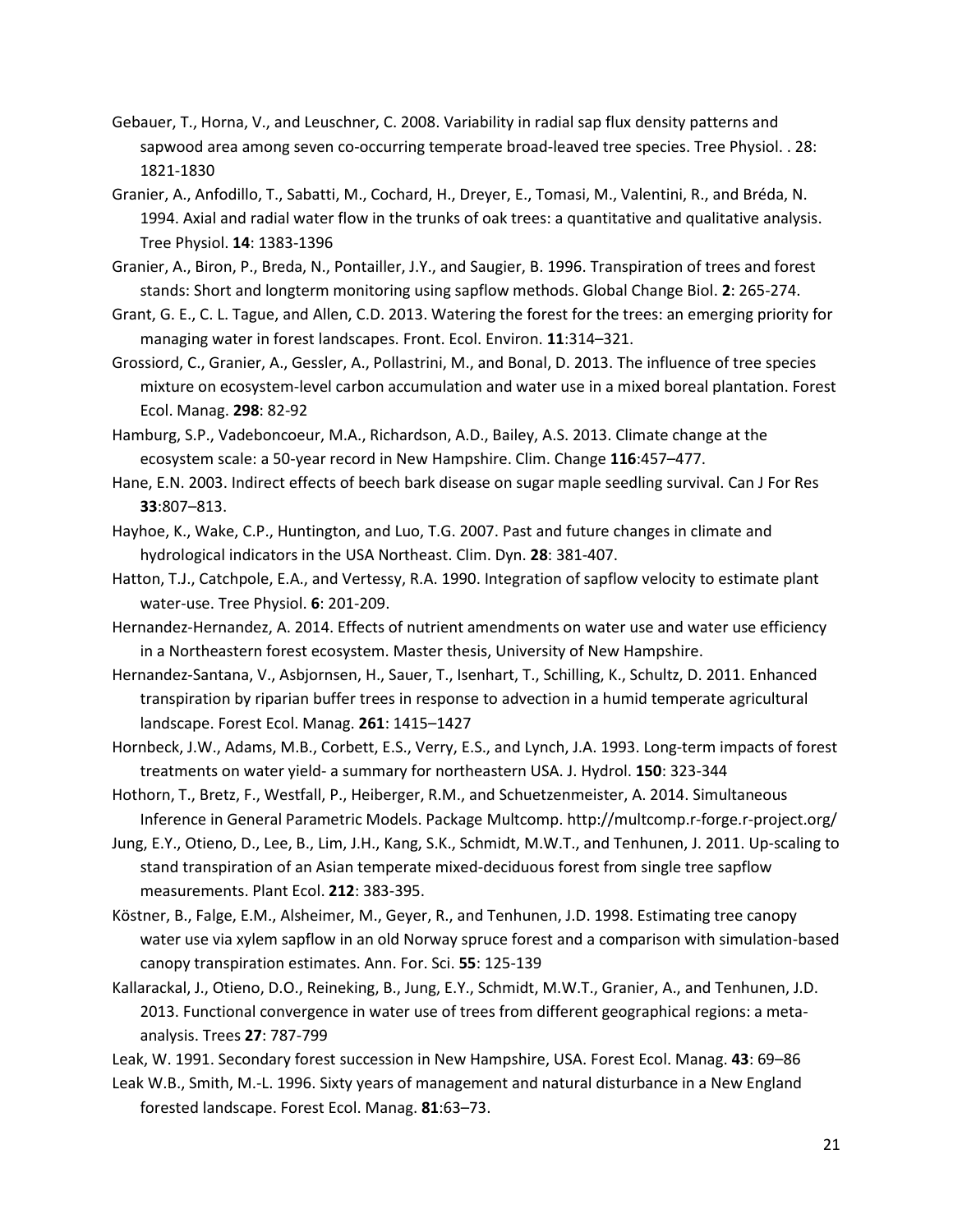Gebauer, T., Horna, V., and Leuschner, C. 2008. Variability in radial sap flux density patterns and sapwood area among seven co-occurring temperate broad-leaved tree species. Tree Physiol. . 28: 1821-1830

Granier, A., Anfodillo, T., Sabatti, M., Cochard, H., Dreyer, E., Tomasi, M., Valentini, R., and Bréda, N. 1994. Axial and radial water flow in the trunks of oak trees: a quantitative and qualitative analysis. Tree Physiol. **14**: 1383-1396

Granier, A., Biron, P., Breda, N., Pontailler, J.Y., and Saugier, B. 1996. Transpiration of trees and forest stands: Short and longterm monitoring using sapflow methods. Global Change Biol. **2**: 265-274.

Grant, G. E., C. L. Tague, and Allen, C.D. 2013. Watering the forest for the trees: an emerging priority for managing water in forest landscapes. Front. Ecol. Environ. **11**:314–321.

Grossiord, C., Granier, A., Gessler, A., Pollastrini, M., and Bonal, D. 2013. The influence of tree species mixture on ecosystem-level carbon accumulation and water use in a mixed boreal plantation. Forest Ecol. Manag. **298**: 82-92

Hamburg, S.P., Vadeboncoeur, M.A., Richardson, A.D., Bailey, A.S. 2013. Climate change at the ecosystem scale: a 50-year record in New Hampshire. Clim. Change **116**:457–477.

Hane, E.N. 2003. Indirect effects of beech bark disease on sugar maple seedling survival. Can J For Res **33**:807–813.

Hayhoe, K., Wake, C.P., Huntington, and Luo, T.G. 2007. Past and future changes in climate and hydrological indicators in the USA Northeast. Clim. Dyn. **28**: 381-407.

Hatton, T.J., Catchpole, E.A., and Vertessy, R.A. 1990. Integration of sapflow velocity to estimate plant water-use. Tree Physiol. **6**: 201-209.

Hernandez-Hernandez, A. 2014. Effects of nutrient amendments on water use and water use efficiency in a Northeastern forest ecosystem. Master thesis, University of New Hampshire.

Hernandez-Santana, V., Asbjornsen, H., Sauer, T., Isenhart, T., Schilling, K., Schultz, D. 2011. Enhanced transpiration by riparian buffer trees in response to advection in a humid temperate agricultural landscape. Forest Ecol. Manag. **261**: 1415–1427

Hornbeck, J.W., Adams, M.B., Corbett, E.S., Verry, E.S., and Lynch, J.A. 1993. Long-term impacts of forest treatments on water yield- a summary for northeastern USA. J. Hydrol. **150**: 323-344

Hothorn, T., Bretz, F., Westfall, P., Heiberger, R.M., and Schuetzenmeister, A. 2014. Simultaneous Inference in General Parametric Models. Package Multcomp. http://multcomp.r-forge.r-project.org/

Jung, E.Y., Otieno, D., Lee, B., Lim, J.H., Kang, S.K., Schmidt, M.W.T., and Tenhunen, J. 2011. Up-scaling to stand transpiration of an Asian temperate mixed-deciduous forest from single tree sapflow measurements. Plant Ecol. **212**: 383-395.

Köstner, B., Falge, E.M., Alsheimer, M., Geyer, R., and Tenhunen, J.D. 1998. Estimating tree canopy water use via xylem sapflow in an old Norway spruce forest and a comparison with simulation-based canopy transpiration estimates. Ann. For. Sci. **55**: 125-139

Kallarackal, J., Otieno, D.O., Reineking, B., Jung, E.Y., Schmidt, M.W.T., Granier, A., and Tenhunen, J.D. 2013. Functional convergence in water use of trees from different geographical regions: a meta-analysis. Trees **27**: 787-799

Leak, W. 1991. Secondary forest succession in New Hampshire, USA. Forest Ecol. Manag. **43**: 69–86

Leak W.B., Smith, M.-L. 1996. Sixty years of management and natural disturbance in a New England forested landscape. Forest Ecol. Manag. **81**:63–73.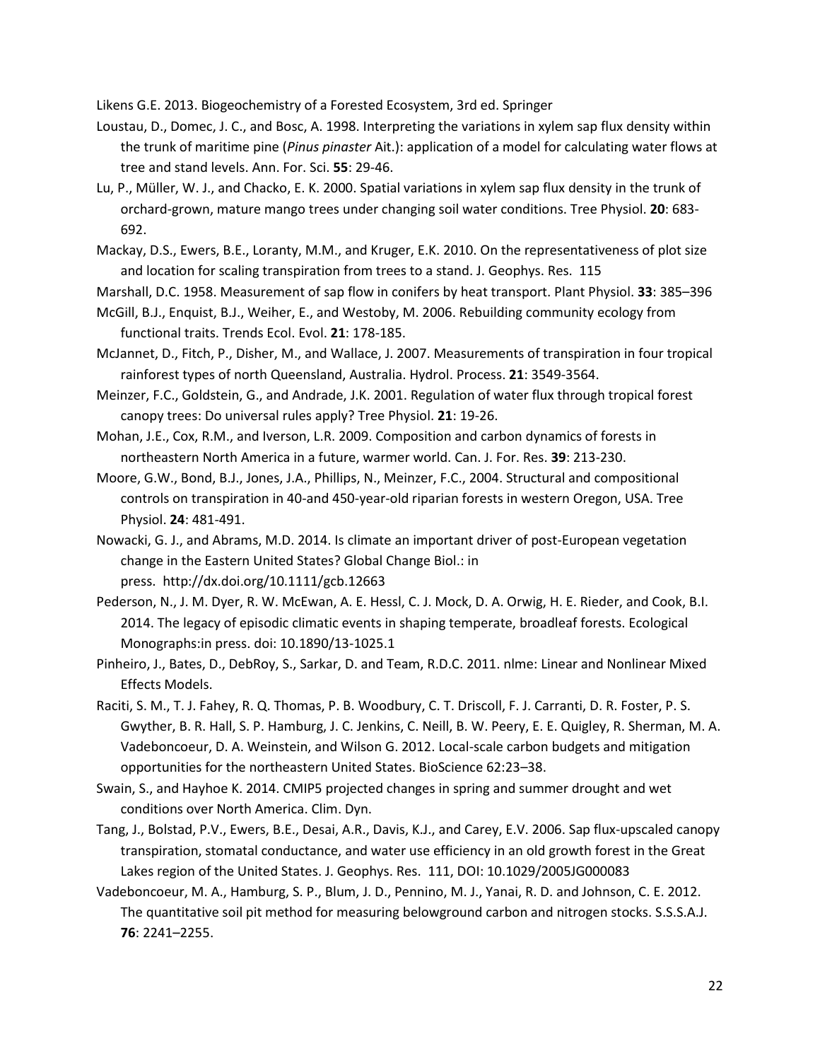Likens G.E. 2013. Biogeochemistry of a Forested Ecosystem, 3rd ed. Springer

Loustau, D., Domec, J. C., and Bosc, A. 1998. Interpreting the variations in xylem sap flux density within the trunk of maritime pine (*Pinus pinaster* Ait.): application of a model for calculating water flows at tree and stand levels. Ann. For. Sci. **55**: 29-46.

Lu, P., Müller, W. J., and Chacko, E. K. 2000. Spatial variations in xylem sap flux density in the trunk of orchard-grown, mature mango trees under changing soil water conditions. Tree Physiol. **20**: 683-692.

Mackay, D.S., Ewers, B.E., Loranty, M.M., and Kruger, E.K. 2010. On the representativeness of plot size and location for scaling transpiration from trees to a stand. J. Geophys. Res. 115

Marshall, D.C. 1958. Measurement of sap flow in conifers by heat transport. Plant Physiol. **33**: 385–396

McGill, B.J., Enquist, B.J., Weiher, E., and Westoby, M. 2006. Rebuilding community ecology from functional traits. Trends Ecol. Evol. **21**: 178-185.

McJannet, D., Fitch, P., Disher, M., and Wallace, J. 2007. Measurements of transpiration in four tropical rainforest types of north Queensland, Australia. Hydrol. Process. **21**: 3549-3564.

Meinzer, F.C., Goldstein, G., and Andrade, J.K. 2001. Regulation of water flux through tropical forest canopy trees: Do universal rules apply? Tree Physiol. **21**: 19-26.

Mohan, J.E., Cox, R.M., and Iverson, L.R. 2009. Composition and carbon dynamics of forests in northeastern North America in a future, warmer world. Can. J. For. Res. **39**: 213-230.

Moore, G.W., Bond, B.J., Jones, J.A., Phillips, N., Meinzer, F.C., 2004. Structural and compositional controls on transpiration in 40-and 450-year-old riparian forests in western Oregon, USA. Tree Physiol. **24**: 481-491.

Nowacki, G. J., and Abrams, M.D. 2014. Is climate an important driver of post-European vegetation change in the Eastern United States? Global Change Biol.: in press. http://dx.doi.org/10.1111/gcb.12663

Pederson, N., J. M. Dyer, R. W. McEwan, A. E. Hessl, C. J. Mock, D. A. Orwig, H. E. Rieder, and Cook, B.I. 2014. The legacy of episodic climatic events in shaping temperate, broadleaf forests. Ecological Monographs:in press. doi: 10.1890/13-1025.1

Pinheiro, J., Bates, D., DebRoy, S., Sarkar, D. and Team, R.D.C. 2011. nlme: Linear and Nonlinear Mixed Effects Models.

Raciti, S. M., T. J. Fahey, R. Q. Thomas, P. B. Woodbury, C. T. Driscoll, F. J. Carranti, D. R. Foster, P. S. Gwyther, B. R. Hall, S. P. Hamburg, J. C. Jenkins, C. Neill, B. W. Peery, E. E. Quigley, R. Sherman, M. A. Vadeboncoeur, D. A. Weinstein, and Wilson G. 2012. Local-scale carbon budgets and mitigation opportunities for the northeastern United States. BioScience 62:23–38.

Swain, S., and Hayhoe K. 2014. CMIP5 projected changes in spring and summer drought and wet conditions over North America. Clim. Dyn.

Tang, J., Bolstad, P.V., Ewers, B.E., Desai, A.R., Davis, K.J., and Carey, E.V. 2006. Sap flux-upscaled canopy transpiration, stomatal conductance, and water use efficiency in an old growth forest in the Great Lakes region of the United States. J. Geophys. Res. 111, DOI: 10.1029/2005JG000083

Vadeboncoeur, M. A., Hamburg, S. P., Blum, J. D., Pennino, M. J., Yanai, R. D. and Johnson, C. E. 2012. The quantitative soil pit method for measuring belowground carbon and nitrogen stocks. S.S.S.A.J. **76**: 2241–2255.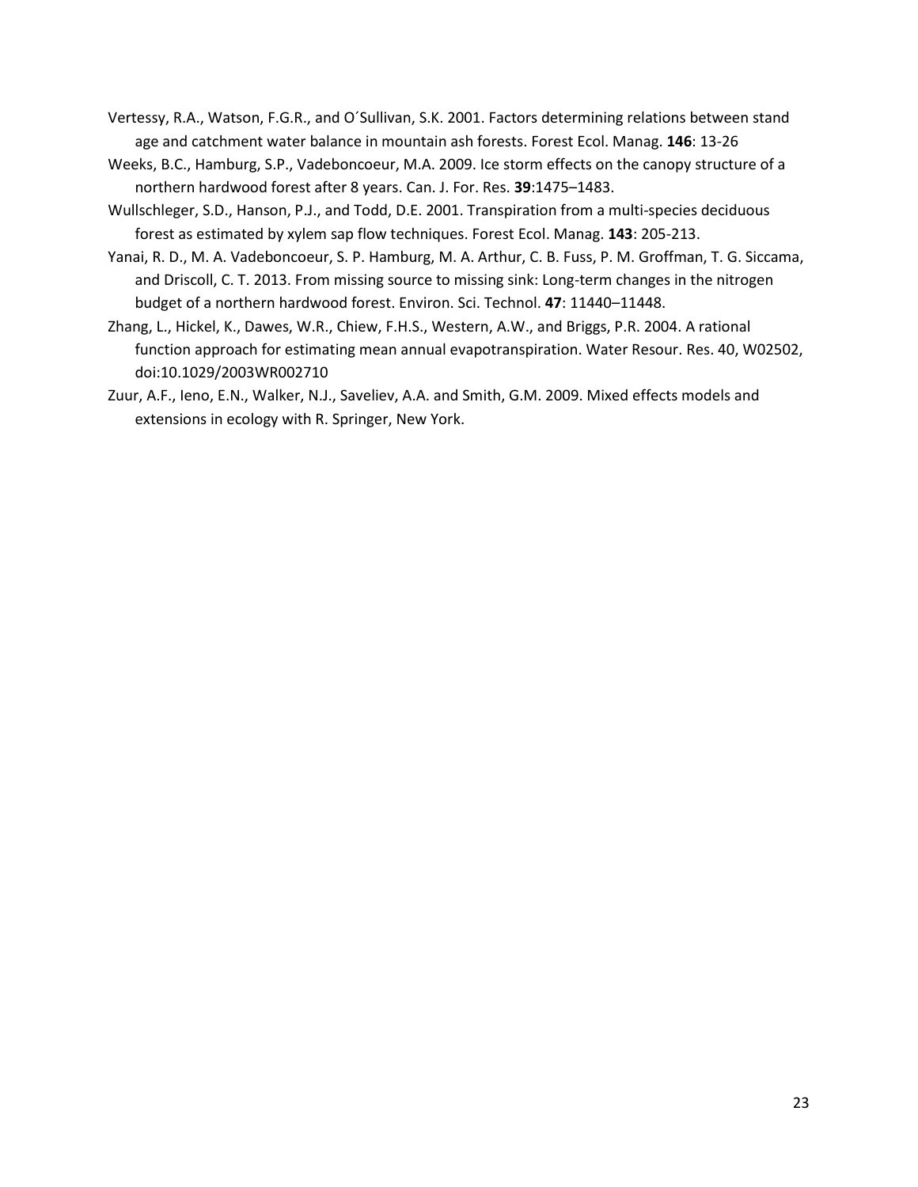Vertessy, R.A., Watson, F.G.R., and O´Sullivan, S.K. 2001. Factors determining relations between stand age and catchment water balance in mountain ash forests. Forest Ecol. Manag. **146**: 13-26

Weeks, B.C., Hamburg, S.P., Vadeboncoeur, M.A. 2009. Ice storm effects on the canopy structure of a northern hardwood forest after 8 years. Can. J. For. Res. **39**:1475–1483.

Wullschleger, S.D., Hanson, P.J., and Todd, D.E. 2001. Transpiration from a multi-species deciduous forest as estimated by xylem sap flow techniques. Forest Ecol. Manag. **143**: 205-213.

Yanai, R. D., M. A. Vadeboncoeur, S. P. Hamburg, M. A. Arthur, C. B. Fuss, P. M. Groffman, T. G. Siccama, and Driscoll, C. T. 2013. From missing source to missing sink: Long-term changes in the nitrogen budget of a northern hardwood forest. Environ. Sci. Technol. **47**: 11440–11448.

Zhang, L., Hickel, K., Dawes, W.R., Chiew, F.H.S., Western, A.W., and Briggs, P.R. 2004. A rational function approach for estimating mean annual evapotranspiration. Water Resour. Res. 40, W02502, doi:10.1029/2003WR002710

Zuur, A.F., Ieno, E.N., Walker, N.J., Saveliev, A.A. and Smith, G.M. 2009. Mixed effects models and extensions in ecology with R. Springer, New York.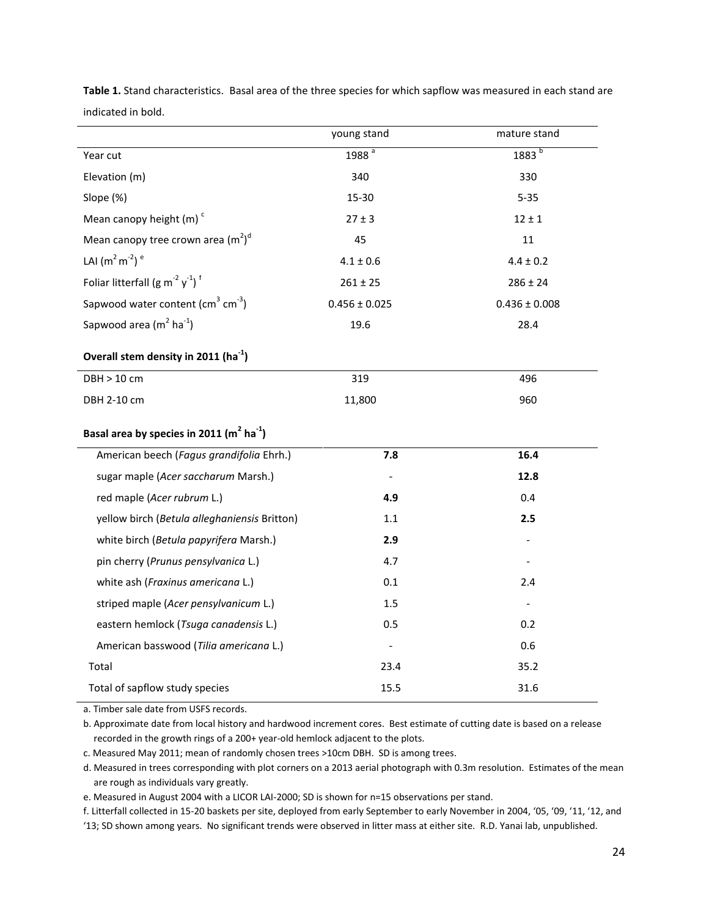**Table 1.** Stand characteristics. Basal area of the three species for which sapflow was measured in each stand are indicated in bold.

| | young stand | mature stand |
|---|---|---|
| Year cut | 1988 [a] | 1883 [b] |
| Elevation (m) | 340 | 330 |
| Slope (%) | 15-30 | 5-35 |
| Mean canopy height (m) [c] | 27 ± 3 | 12 ± 1 |
| Mean canopy tree crown area ($m^2$)[d] | 45 | 11 |
| LAI ($m^2$ $m^{-2}$) [e] | 4.1 ± 0.6 | 4.4 ± 0.2 |
| Foliar litterfall (g $m^{-2}$ $y^{-1}$) [f] | 261 ± 25 | 286 ± 24 |
| Sapwood water content ($cm^3$ $cm^{-3}$) | 0.456 ± 0.025 | 0.436 ± 0.008 |
| Sapwood area ($m^2$ $ha^{-1}$) | 19.6 | 28.4 |
| **Overall stem density in 2011 ($ha^{-1}$)** | | |
| DBH > 10 cm | 319 | 496 |
| DBH 2-10 cm | 11,800 | 960 |
| **Basal area by species in 2011 ($m^2$ $ha^{-1}$)** | | |
| American beech (*Fagus grandifolia* Ehrh.) | **7.8** | **16.4** |
| sugar maple (*Acer saccharum* Marsh.) | - | **12.8** |
| red maple (*Acer rubrum* L.) | **4.9** | 0.4 |
| yellow birch (*Betula alleghaniensis* Britton) | 1.1 | **2.5** |
| white birch (*Betula papyrifera* Marsh.) | **2.9** | - |
| pin cherry (*Prunus pensylvanica* L.) | 4.7 | - |
| white ash (*Fraxinus americana* L.) | 0.1 | 2.4 |
| striped maple (*Acer pensylvanicum* L.) | 1.5 | - |
| eastern hemlock (*Tsuga canadensis* L.) | 0.5 | 0.2 |
| American basswood (*Tilia americana* L.) | - | 0.6 |
| Total | 23.4 | 35.2 |
| Total of sapflow study species | 15.5 | 31.6 |

a. Timber sale date from USFS records.

b. Approximate date from local history and hardwood increment cores. Best estimate of cutting date is based on a release recorded in the growth rings of a 200+ year-old hemlock adjacent to the plots.

c. Measured May 2011; mean of randomly chosen trees >10cm DBH. SD is among trees.

d. Measured in trees corresponding with plot corners on a 2013 aerial photograph with 0.3m resolution. Estimates of the mean are rough as individuals vary greatly.

e. Measured in August 2004 with a LICOR LAI-2000; SD is shown for n=15 observations per stand.

f. Litterfall collected in 15-20 baskets per site, deployed from early September to early November in 2004, '05, '09, '11, '12, and '13; SD shown among years. No significant trends were observed in litter mass at either site. R.D. Yanai lab, unpublished.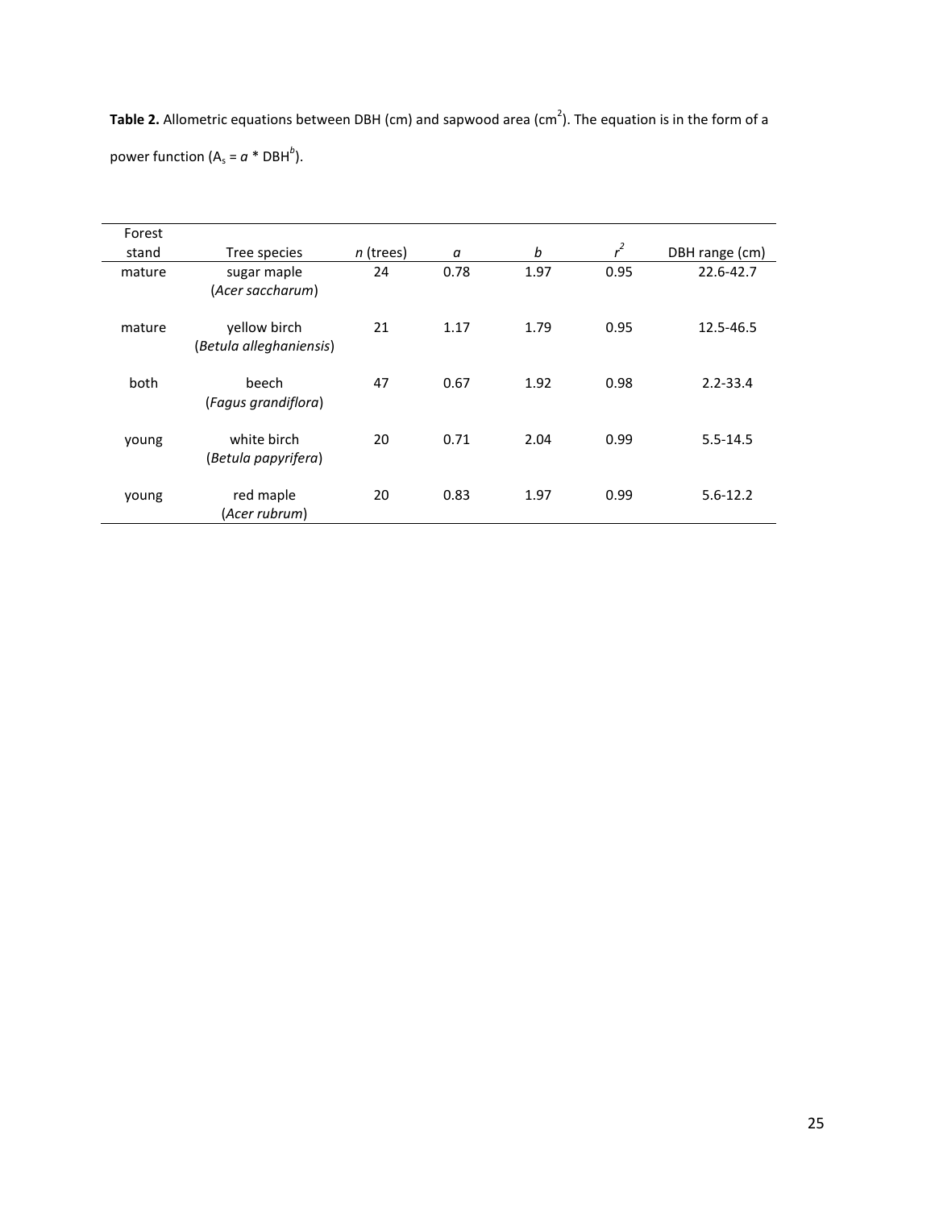**Table 2.** Allometric equations between DBH (cm) and sapwood area ($cm^2$). The equation is in the form of a power function ($A_s = a * DBH^b$).

| Forest stand | Tree species | *n* (trees) | *a* | *b* | $r^2$ | DBH range (cm) |
|---|---|---|---|---|---|---|
| mature | sugar maple (*Acer saccharum*) | 24 | 0.78 | 1.97 | 0.95 | 22.6-42.7 |
| mature | yellow birch (*Betula alleghaniensis*) | 21 | 1.17 | 1.79 | 0.95 | 12.5-46.5 |
| both | beech (*Fagus grandiflora*) | 47 | 0.67 | 1.92 | 0.98 | 2.2-33.4 |
| young | white birch (*Betula papyrifera*) | 20 | 0.71 | 2.04 | 0.99 | 5.5-14.5 |
| young | red maple (*Acer rubrum*) | 20 | 0.83 | 1.97 | 0.99 | 5.6-12.2 |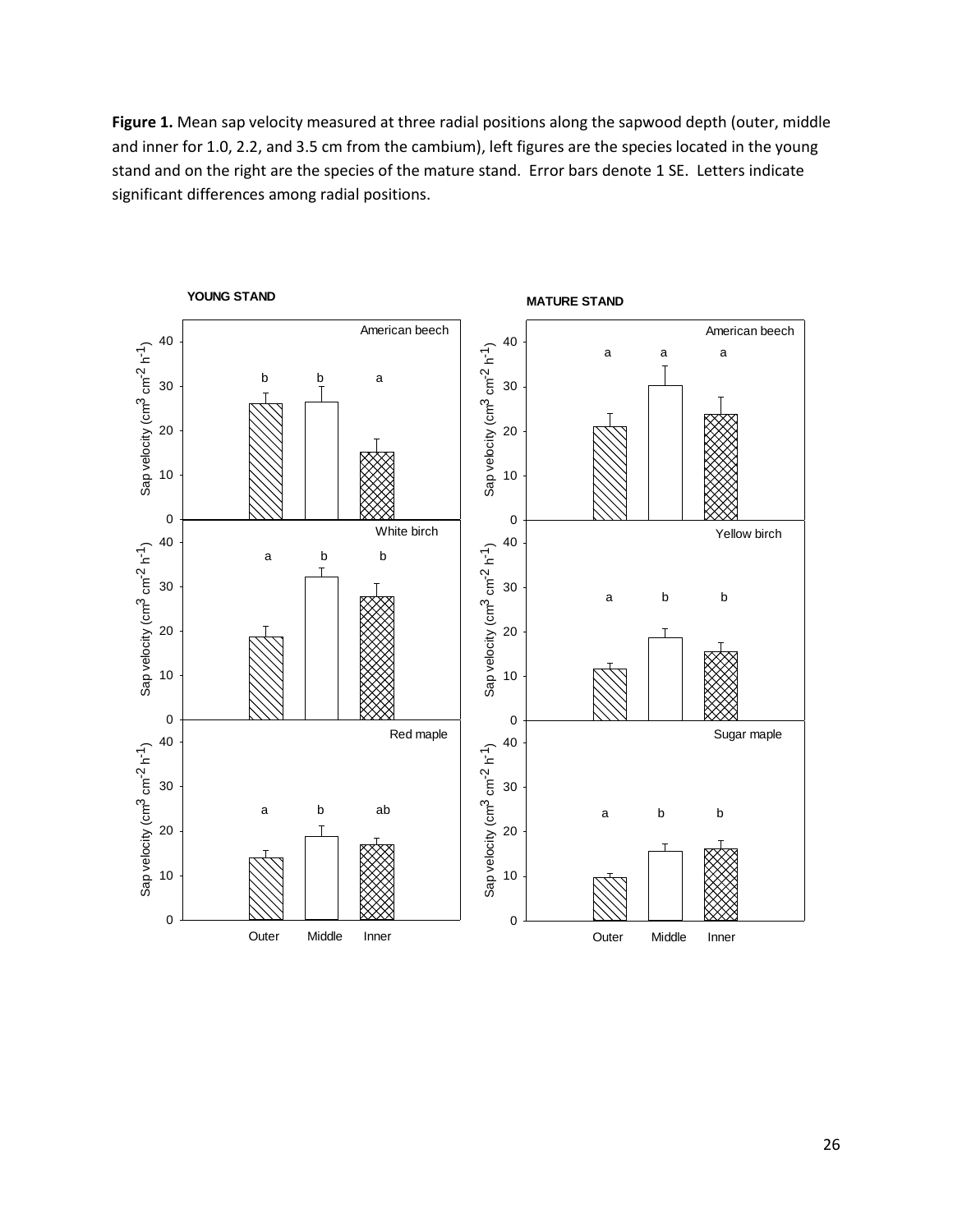**Figure 1.** Mean sap velocity measured at three radial positions along the sapwood depth (outer, middle and inner for 1.0, 2.2, and 3.5 cm from the cambium), left figures are the species located in the young stand and on the right are the species of the mature stand. Error bars denote 1 SE. Letters indicate significant differences among radial positions.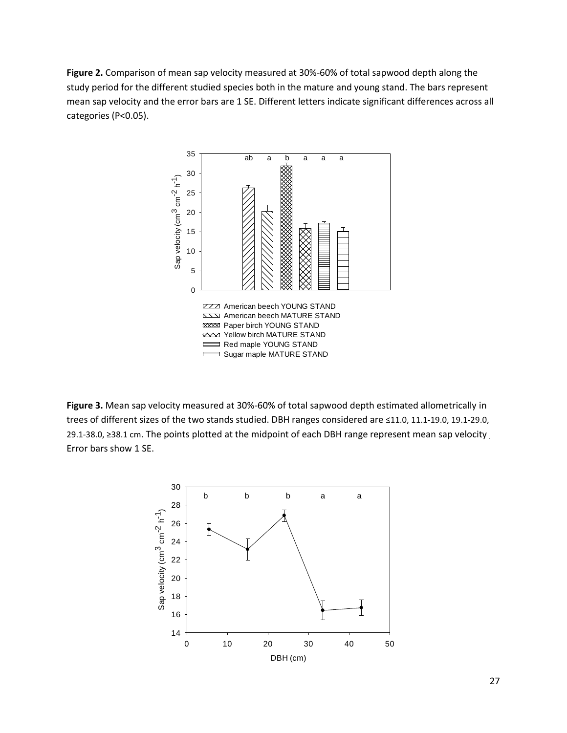**Figure 2.** Comparison of mean sap velocity measured at 30%-60% of total sapwood depth along the study period for the different studied species both in the mature and young stand. The bars represent mean sap velocity and the error bars are 1 SE. Different letters indicate significant differences across all categories (P<0.05).

**Figure 3.** Mean sap velocity measured at 30%-60% of total sapwood depth estimated allometrically in trees of different sizes of the two stands studied. DBH ranges considered are ≤11.0, 11.1-19.0, 19.1-29.0, 29.1-38.0, ≥38.1 cm. The points plotted at the midpoint of each DBH range represent mean sap velocity. Error bars show 1 SE.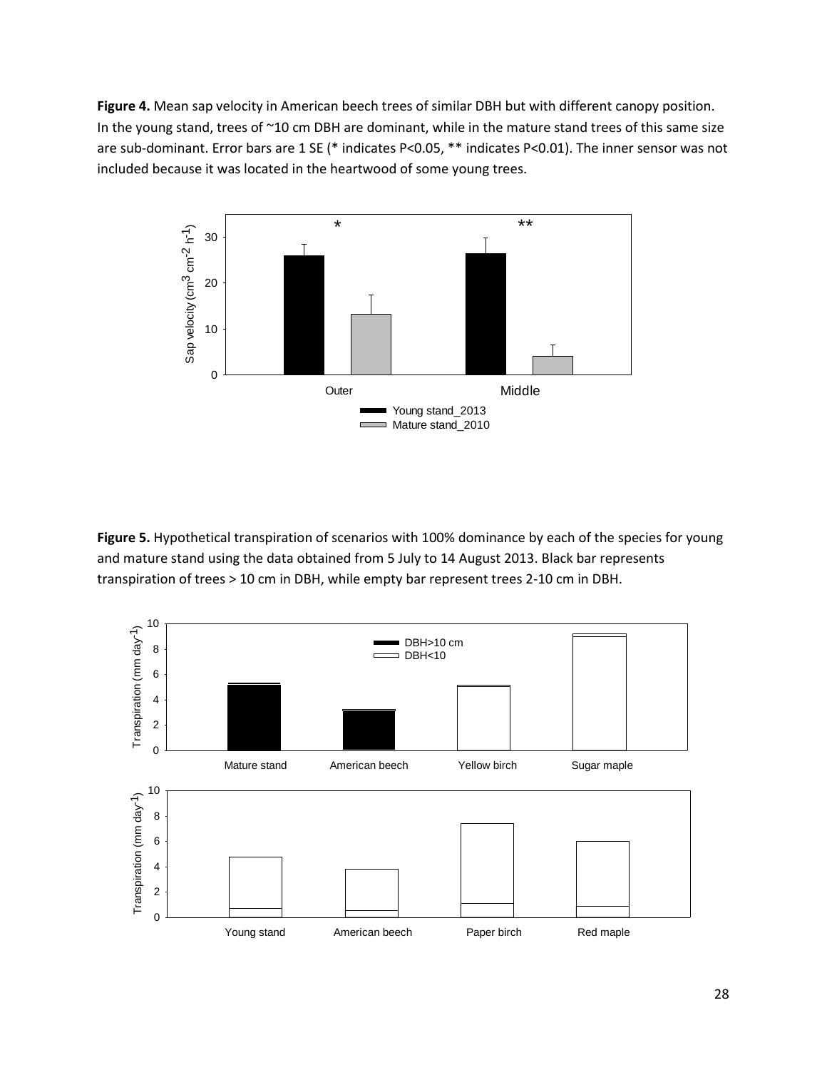**Figure 4.** Mean sap velocity in American beech trees of similar DBH but with different canopy position. In the young stand, trees of ~10 cm DBH are dominant, while in the mature stand trees of this same size are sub-dominant. Error bars are 1 SE (* indicates P<0.05, ** indicates P<0.01). The inner sensor was not included because it was located in the heartwood of some young trees.

Sap velocity ($cm^3\ cm^{-2}\ h^{-1}$)

0
10
20
30

*
**

Outer
Middle

Young stand_2013
Mature stand_2010

**Figure 5.** Hypothetical transpiration of scenarios with 100% dominance by each of the species for young and mature stand using the data obtained from 5 July to 14 August 2013. Black bar represents transpiration of trees > 10 cm in DBH, while empty bar represent trees 2-10 cm in DBH.

Transpiration ($mm\ day^{-1}$)

0
2
4
6
8
10

DBH>10 cm
DBH<10

Mature stand
American beech
Yellow birch
Sugar maple

Transpiration ($mm\ day^{-1}$)

0
2
4
6
8
10

Young stand
American beech
Paper birch
Red maple